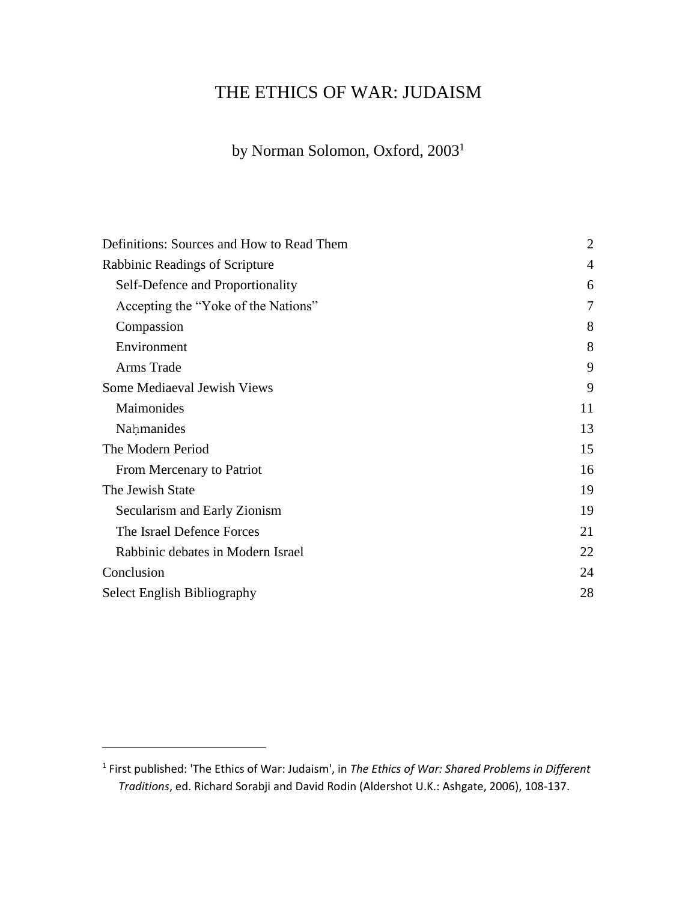# THE ETHICS OF WAR: JUDAISM

by Norman Solomon, Oxford, 2003[1]

| | |
|---|---|
| Definitions: Sources and How to Read Them | 2 |
| Rabbinic Readings of Scripture | 4 |
| Self-Defence and Proportionality | 6 |
| Accepting the "Yoke of the Nations" | 7 |
| Compassion | 8 |
| Environment | 8 |
| Arms Trade | 9 |
| Some Mediaeval Jewish Views | 9 |
| Maimonides | 11 |
| Naḥmanides | 13 |
| The Modern Period | 15 |
| From Mercenary to Patriot | 16 |
| The Jewish State | 19 |
| Secularism and Early Zionism | 19 |
| The Israel Defence Forces | 21 |
| Rabbinic debates in Modern Israel | 22 |
| Conclusion | 24 |
| Select English Bibliography | 28 |

[1] First published: 'The Ethics of War: Judaism', in *The Ethics of War: Shared Problems in Different Traditions*, ed. Richard Sorabji and David Rodin (Aldershot U.K.: Ashgate, 2006), 108-137.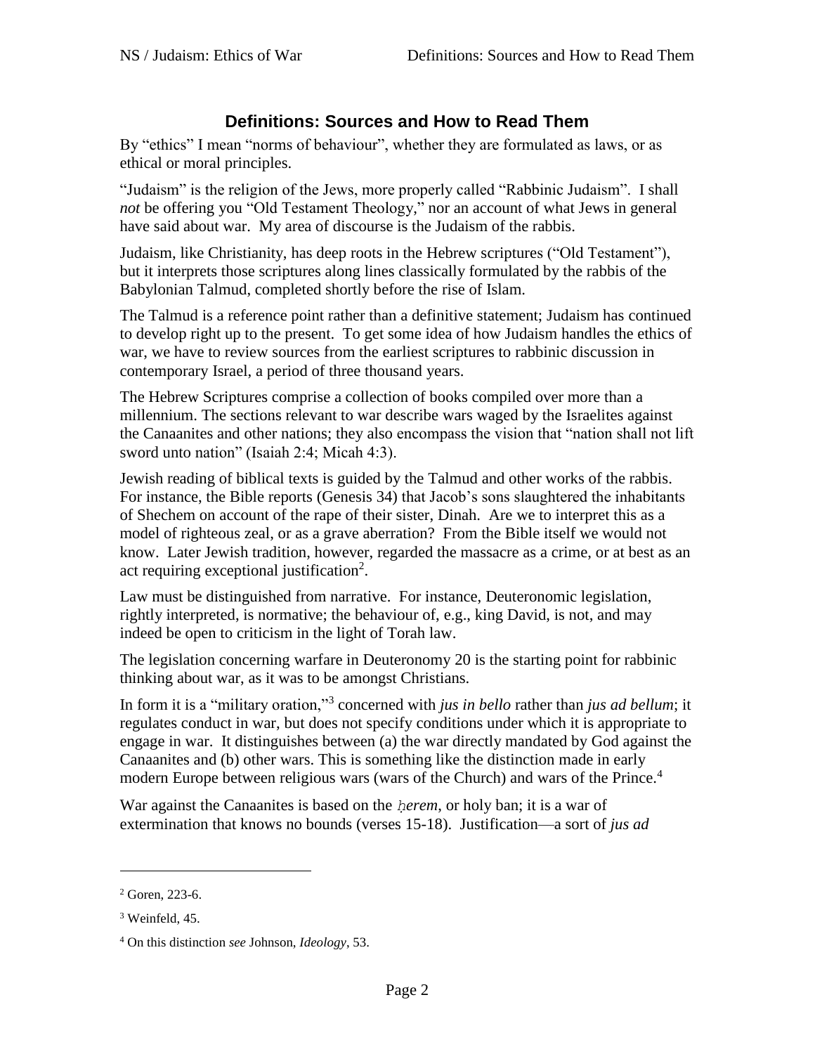## Definitions: Sources and How to Read Them

By "ethics" I mean "norms of behaviour", whether they are formulated as laws, or as ethical or moral principles.

"Judaism" is the religion of the Jews, more properly called "Rabbinic Judaism". I shall *not* be offering you "Old Testament Theology," nor an account of what Jews in general have said about war. My area of discourse is the Judaism of the rabbis.

Judaism, like Christianity, has deep roots in the Hebrew scriptures ("Old Testament"), but it interprets those scriptures along lines classically formulated by the rabbis of the Babylonian Talmud, completed shortly before the rise of Islam.

The Talmud is a reference point rather than a definitive statement; Judaism has continued to develop right up to the present. To get some idea of how Judaism handles the ethics of war, we have to review sources from the earliest scriptures to rabbinic discussion in contemporary Israel, a period of three thousand years.

The Hebrew Scriptures comprise a collection of books compiled over more than a millennium. The sections relevant to war describe wars waged by the Israelites against the Canaanites and other nations; they also encompass the vision that "nation shall not lift sword unto nation" (Isaiah 2:4; Micah 4:3).

Jewish reading of biblical texts is guided by the Talmud and other works of the rabbis. For instance, the Bible reports (Genesis 34) that Jacob's sons slaughtered the inhabitants of Shechem on account of the rape of their sister, Dinah. Are we to interpret this as a model of righteous zeal, or as a grave aberration? From the Bible itself we would not know. Later Jewish tradition, however, regarded the massacre as a crime, or at best as an act requiring exceptional justification[2].

Law must be distinguished from narrative. For instance, Deuteronomic legislation, rightly interpreted, is normative; the behaviour of, e.g., king David, is not, and may indeed be open to criticism in the light of Torah law.

The legislation concerning warfare in Deuteronomy 20 is the starting point for rabbinic thinking about war, as it was to be amongst Christians.

In form it is a "military oration,"[3] concerned with *jus in bello* rather than *jus ad bellum*; it regulates conduct in war, but does not specify conditions under which it is appropriate to engage in war. It distinguishes between (a) the war directly mandated by God against the Canaanites and (b) other wars. This is something like the distinction made in early modern Europe between religious wars (wars of the Church) and wars of the Prince.[4]

War against the Canaanites is based on the *ḥerem*, or holy ban; it is a war of extermination that knows no bounds (verses 15-18). Justification—a sort of *jus ad*

---

[2] Goren, 223-6.

[3] Weinfeld, 45.

[4] On this distinction *see* Johnson, *Ideology*, 53.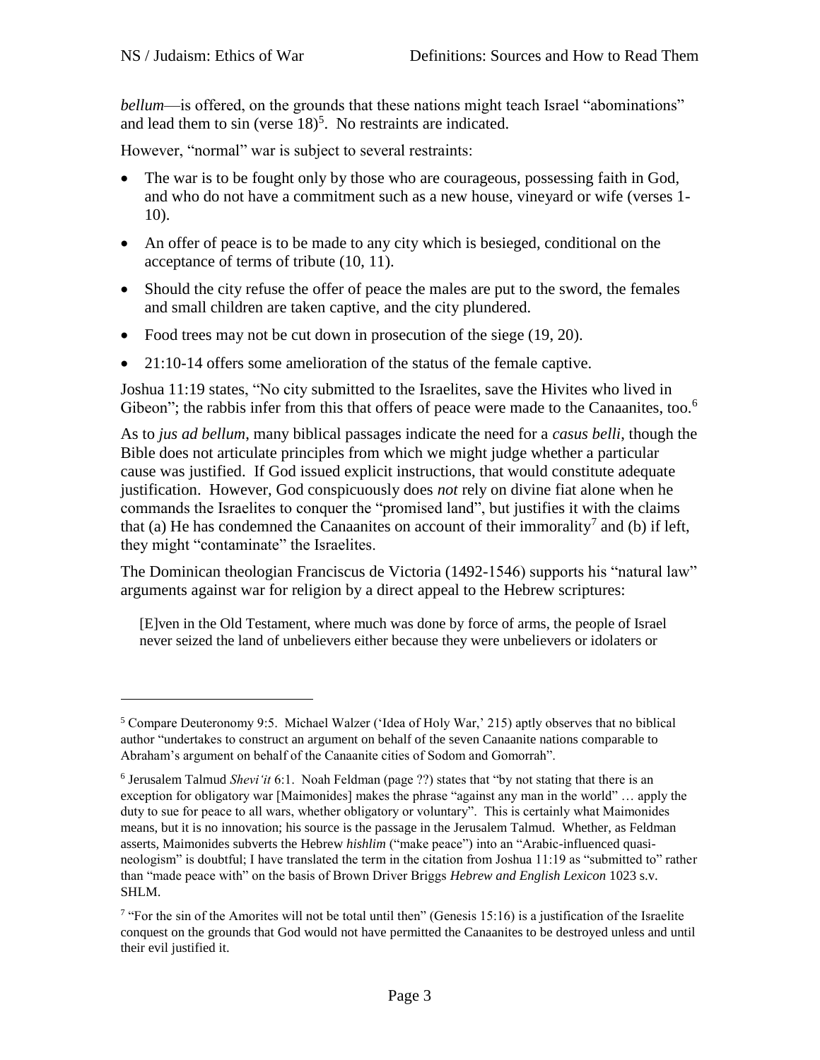*bellum*—is offered, on the grounds that these nations might teach Israel "abominations" and lead them to sin (verse 18)[5]. No restraints are indicated.

However, "normal" war is subject to several restraints:

- The war is to be fought only by those who are courageous, possessing faith in God, and who do not have a commitment such as a new house, vineyard or wife (verses 1-10).
- An offer of peace is to be made to any city which is besieged, conditional on the acceptance of terms of tribute (10, 11).
- Should the city refuse the offer of peace the males are put to the sword, the females and small children are taken captive, and the city plundered.
- Food trees may not be cut down in prosecution of the siege (19, 20).
- 21:10-14 offers some amelioration of the status of the female captive.

Joshua 11:19 states, "No city submitted to the Israelites, save the Hivites who lived in Gibeon"; the rabbis infer from this that offers of peace were made to the Canaanites, too.[6]

As to *jus ad bellum*, many biblical passages indicate the need for a *casus belli*, though the Bible does not articulate principles from which we might judge whether a particular cause was justified. If God issued explicit instructions, that would constitute adequate justification. However, God conspicuously does *not* rely on divine fiat alone when he commands the Israelites to conquer the "promised land", but justifies it with the claims that (a) He has condemned the Canaanites on account of their immorality[7] and (b) if left, they might "contaminate" the Israelites.

The Dominican theologian Franciscus de Victoria (1492-1546) supports his "natural law" arguments against war for religion by a direct appeal to the Hebrew scriptures:

> [E]ven in the Old Testament, where much was done by force of arms, the people of Israel never seized the land of unbelievers either because they were unbelievers or idolaters or

---

[5] Compare Deuteronomy 9:5. Michael Walzer ('Idea of Holy War,' 215) aptly observes that no biblical author "undertakes to construct an argument on behalf of the seven Canaanite nations comparable to Abraham's argument on behalf of the Canaanite cities of Sodom and Gomorrah".

[6] Jerusalem Talmud *Shevi'it* 6:1. Noah Feldman (page ??) states that "by not stating that there is an exception for obligatory war [Maimonides] makes the phrase "against any man in the world" … apply the duty to sue for peace to all wars, whether obligatory or voluntary". This is certainly what Maimonides means, but it is no innovation; his source is the passage in the Jerusalem Talmud. Whether, as Feldman asserts, Maimonides subverts the Hebrew *hishlim* ("make peace") into an "Arabic-influenced quasi-neologism" is doubtful; I have translated the term in the citation from Joshua 11:19 as "submitted to" rather than "made peace with" on the basis of Brown Driver Briggs *Hebrew and English Lexicon* 1023 s.v. SHLM.

[7] "For the sin of the Amorites will not be total until then" (Genesis 15:16) is a justification of the Israelite conquest on the grounds that God would not have permitted the Canaanites to be destroyed unless and until their evil justified it.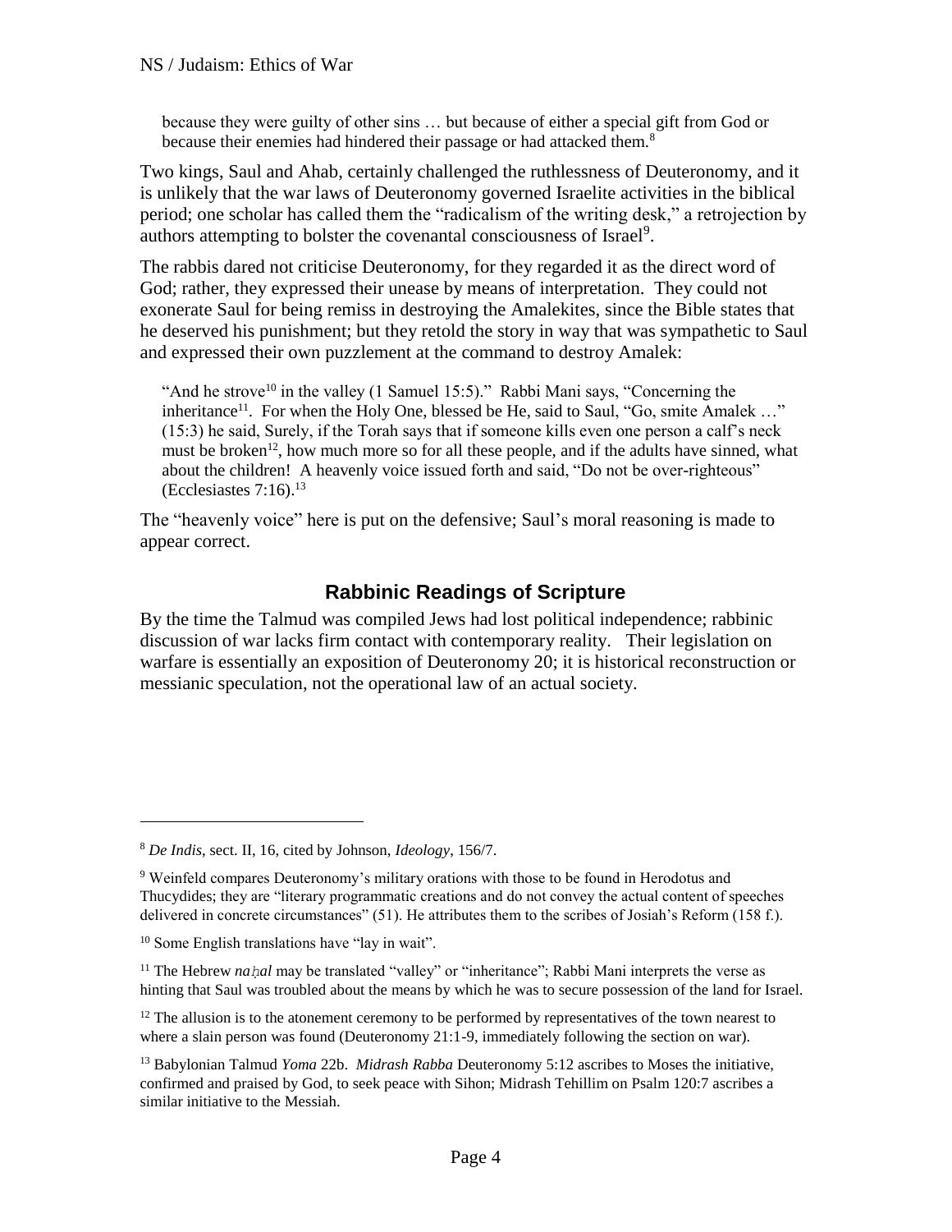> because they were guilty of other sins … but because of either a special gift from God or because their enemies had hindered their passage or had attacked them.[8]

Two kings, Saul and Ahab, certainly challenged the ruthlessness of Deuteronomy, and it is unlikely that the war laws of Deuteronomy governed Israelite activities in the biblical period; one scholar has called them the "radicalism of the writing desk," a retrojection by authors attempting to bolster the covenantal consciousness of Israel[9].

The rabbis dared not criticise Deuteronomy, for they regarded it as the direct word of God; rather, they expressed their unease by means of interpretation. They could not exonerate Saul for being remiss in destroying the Amalekites, since the Bible states that he deserved his punishment; but they retold the story in way that was sympathetic to Saul and expressed their own puzzlement at the command to destroy Amalek:

> "And he strove[10] in the valley (1 Samuel 15:5)." Rabbi Mani says, "Concerning the inheritance[11]. For when the Holy One, blessed be He, said to Saul, "Go, smite Amalek …" (15:3) he said, Surely, if the Torah says that if someone kills even one person a calf's neck must be broken[12], how much more so for all these people, and if the adults have sinned, what about the children! A heavenly voice issued forth and said, "Do not be over-righteous" (Ecclesiastes 7:16).[13]

The "heavenly voice" here is put on the defensive; Saul's moral reasoning is made to appear correct.

## Rabbinic Readings of Scripture

By the time the Talmud was compiled Jews had lost political independence; rabbinic discussion of war lacks firm contact with contemporary reality. Their legislation on warfare is essentially an exposition of Deuteronomy 20; it is historical reconstruction or messianic speculation, not the operational law of an actual society.

---

[8] *De Indis*, sect. II, 16, cited by Johnson, *Ideology*, 156/7.

[9] Weinfeld compares Deuteronomy's military orations with those to be found in Herodotus and Thucydides; they are "literary programmatic creations and do not convey the actual content of speeches delivered in concrete circumstances" (51). He attributes them to the scribes of Josiah's Reform (158 f.).

[10] Some English translations have "lay in wait".

[11] The Hebrew *naḥal* may be translated "valley" or "inheritance"; Rabbi Mani interprets the verse as hinting that Saul was troubled about the means by which he was to secure possession of the land for Israel.

[12] The allusion is to the atonement ceremony to be performed by representatives of the town nearest to where a slain person was found (Deuteronomy 21:1-9, immediately following the section on war).

[13] Babylonian Talmud *Yoma* 22b. *Midrash Rabba* Deuteronomy 5:12 ascribes to Moses the initiative, confirmed and praised by God, to seek peace with Sihon; Midrash Tehillim on Psalm 120:7 ascribes a similar initiative to the Messiah.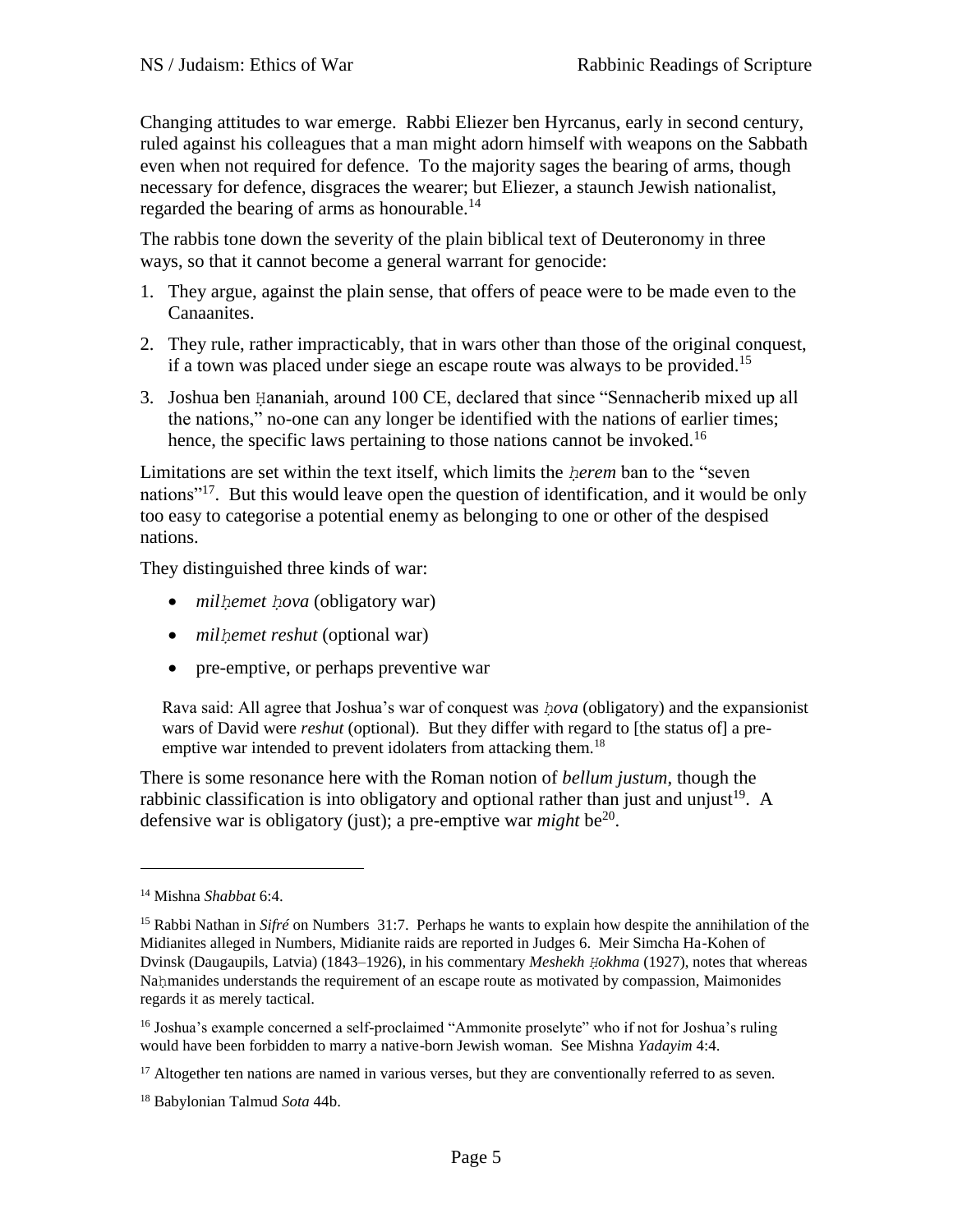Changing attitudes to war emerge. Rabbi Eliezer ben Hyrcanus, early in second century, ruled against his colleagues that a man might adorn himself with weapons on the Sabbath even when not required for defence. To the majority sages the bearing of arms, though necessary for defence, disgraces the wearer; but Eliezer, a staunch Jewish nationalist, regarded the bearing of arms as honourable.[14]

The rabbis tone down the severity of the plain biblical text of Deuteronomy in three ways, so that it cannot become a general warrant for genocide:

1. They argue, against the plain sense, that offers of peace were to be made even to the Canaanites.
2. They rule, rather impracticably, that in wars other than those of the original conquest, if a town was placed under siege an escape route was always to be provided.[15]
3. Joshua ben Ḥananiah, around 100 CE, declared that since "Sennacherib mixed up all the nations," no-one can any longer be identified with the nations of earlier times; hence, the specific laws pertaining to those nations cannot be invoked.[16]

Limitations are set within the text itself, which limits the *ḥerem* ban to the "seven nations"[17]. But this would leave open the question of identification, and it would be only too easy to categorise a potential enemy as belonging to one or other of the despised nations.

They distinguished three kinds of war:

- *milḥemet ḥova* (obligatory war)
- *milḥemet reshut* (optional war)
- pre-emptive, or perhaps preventive war

> Rava said: All agree that Joshua's war of conquest was *ḥova* (obligatory) and the expansionist wars of David were *reshut* (optional). But they differ with regard to [the status of] a pre-emptive war intended to prevent idolaters from attacking them.[18]

There is some resonance here with the Roman notion of *bellum justum*, though the rabbinic classification is into obligatory and optional rather than just and unjust[19]. A defensive war is obligatory (just); a pre-emptive war *might* be[20].

---

[14] Mishna *Shabbat* 6:4.

[15] Rabbi Nathan in *Sifré* on Numbers 31:7. Perhaps he wants to explain how despite the annihilation of the Midianites alleged in Numbers, Midianite raids are reported in Judges 6. Meir Simcha Ha-Kohen of Dvinsk (Daugaupils, Latvia) (1843–1926), in his commentary *Meshekh Ḥokhma* (1927), notes that whereas Naḥmanides understands the requirement of an escape route as motivated by compassion, Maimonides regards it as merely tactical.

[16] Joshua's example concerned a self-proclaimed "Ammonite proselyte" who if not for Joshua's ruling would have been forbidden to marry a native-born Jewish woman. See Mishna *Yadayim* 4:4.

[17] Altogether ten nations are named in various verses, but they are conventionally referred to as seven.

[18] Babylonian Talmud *Sota* 44b.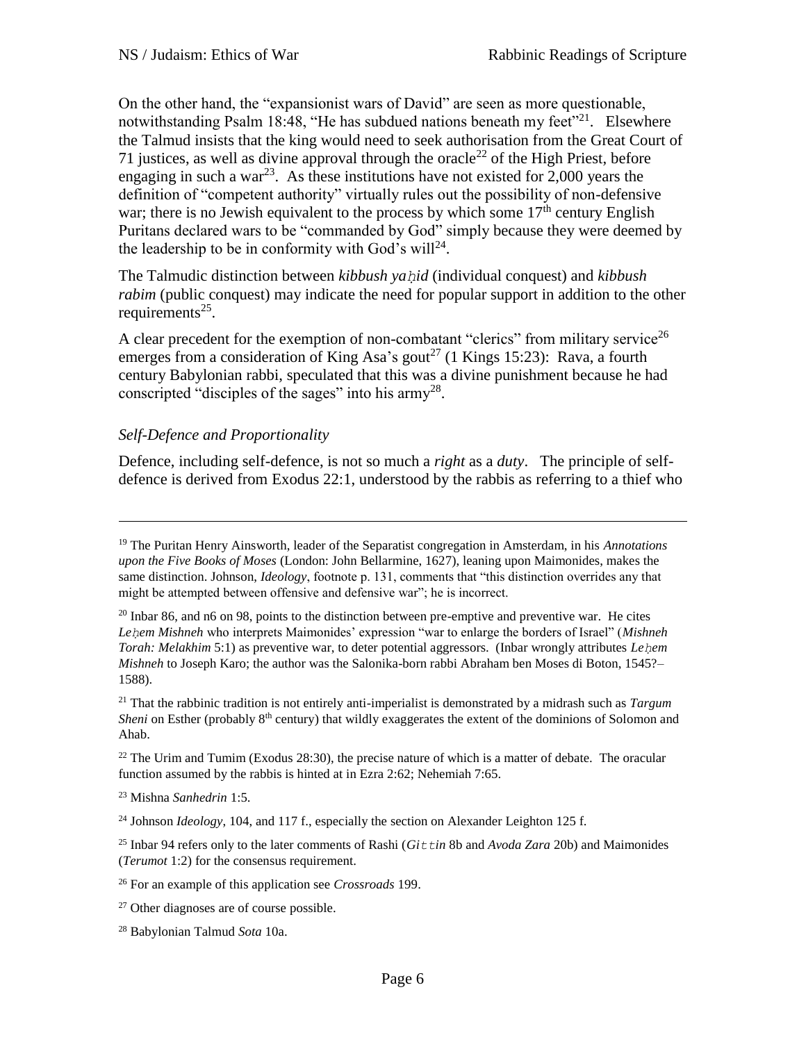On the other hand, the "expansionist wars of David" are seen as more questionable, notwithstanding Psalm 18:48, "He has subdued nations beneath my feet"[21]. Elsewhere the Talmud insists that the king would need to seek authorisation from the Great Court of 71 justices, as well as divine approval through the oracle[22] of the High Priest, before engaging in such a war[23]. As these institutions have not existed for 2,000 years the definition of "competent authority" virtually rules out the possibility of non-defensive war; there is no Jewish equivalent to the process by which some 17th century English Puritans declared wars to be "commanded by God" simply because they were deemed by the leadership to be in conformity with God's will[24].

The Talmudic distinction between *kibbush yaḥid* (individual conquest) and *kibbush rabim* (public conquest) may indicate the need for popular support in addition to the other requirements[25].

A clear precedent for the exemption of non-combatant "clerics" from military service[26] emerges from a consideration of King Asa's gout[27] (1 Kings 15:23): Rava, a fourth century Babylonian rabbi, speculated that this was a divine punishment because he had conscripted "disciples of the sages" into his army[28].

*Self-Defence and Proportionality*

Defence, including self-defence, is not so much a *right* as a *duty*. The principle of self-defence is derived from Exodus 22:1, understood by the rabbis as referring to a thief who

---

[19] The Puritan Henry Ainsworth, leader of the Separatist congregation in Amsterdam, in his *Annotations upon the Five Books of Moses* (London: John Bellarmine, 1627), leaning upon Maimonides, makes the same distinction. Johnson, *Ideology*, footnote p. 131, comments that "this distinction overrides any that might be attempted between offensive and defensive war"; he is incorrect.

[20] Inbar 86, and n6 on 98, points to the distinction between pre-emptive and preventive war. He cites *Leḥem Mishneh* who interprets Maimonides' expression "war to enlarge the borders of Israel" (*Mishneh Torah: Melakhim* 5:1) as preventive war, to deter potential aggressors. (Inbar wrongly attributes *Leḥem Mishneh* to Joseph Karo; the author was the Salonika-born rabbi Abraham ben Moses di Boton, 1545?–1588).

[21] That the rabbinic tradition is not entirely anti-imperialist is demonstrated by a midrash such as *Targum Sheni* on Esther (probably 8th century) that wildly exaggerates the extent of the dominions of Solomon and Ahab.

[22] The Urim and Tumim (Exodus 28:30), the precise nature of which is a matter of debate. The oracular function assumed by the rabbis is hinted at in Ezra 2:62; Nehemiah 7:65.

[23] Mishna *Sanhedrin* 1:5.

[24] Johnson *Ideology*, 104, and 117 f., especially the section on Alexander Leighton 125 f.

[25] Inbar 94 refers only to the later comments of Rashi (*Giṭṭin* 8b and *Avoda Zara* 20b) and Maimonides (*Terumot* 1:2) for the consensus requirement.

[26] For an example of this application see *Crossroads* 199.

[27] Other diagnoses are of course possible.

[28] Babylonian Talmud *Sota* 10a.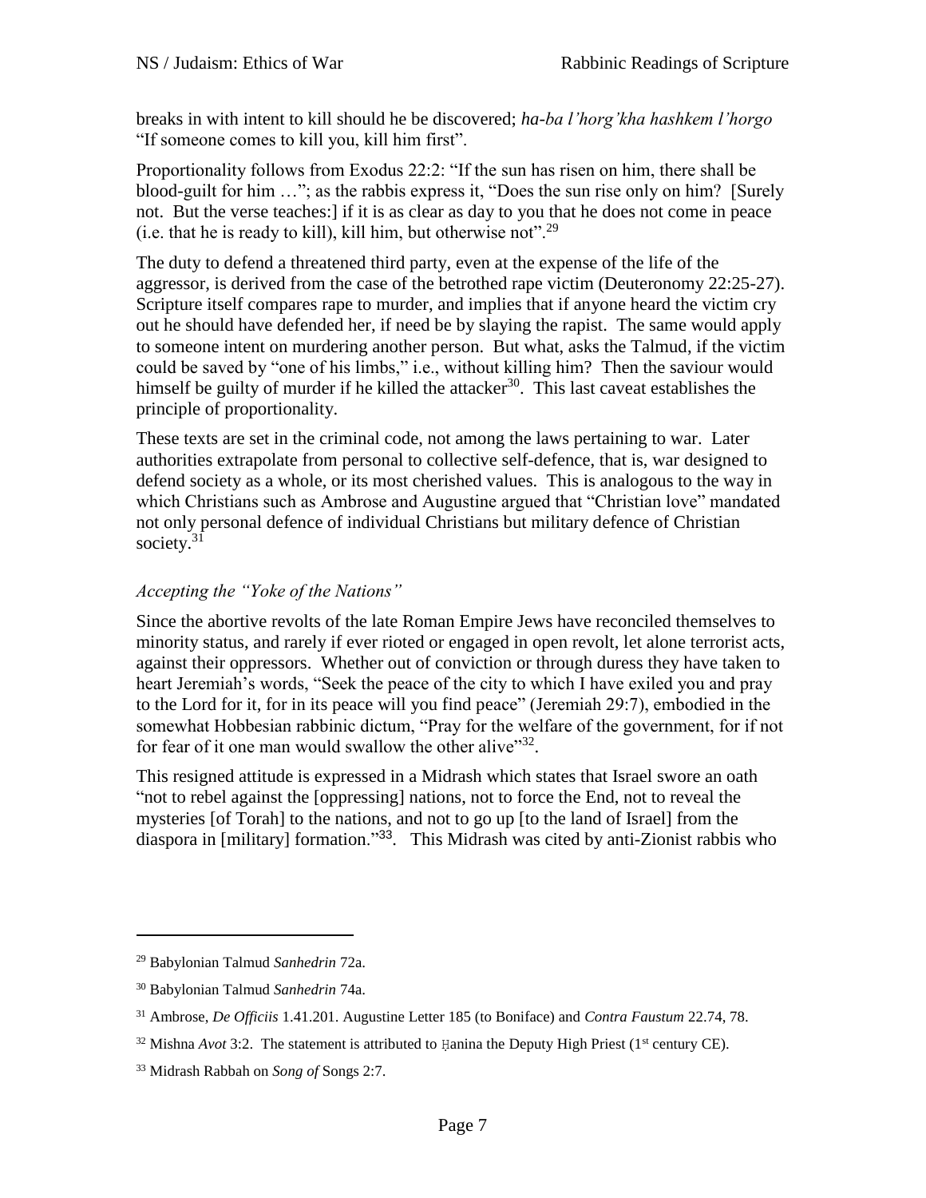breaks in with intent to kill should he be discovered; *ha-ba l'horg'kha hashkem l'horgo* "If someone comes to kill you, kill him first".

Proportionality follows from Exodus 22:2: "If the sun has risen on him, there shall be blood-guilt for him …"; as the rabbis express it, "Does the sun rise only on him? [Surely not. But the verse teaches:] if it is as clear as day to you that he does not come in peace (i.e. that he is ready to kill), kill him, but otherwise not".[29]

The duty to defend a threatened third party, even at the expense of the life of the aggressor, is derived from the case of the betrothed rape victim (Deuteronomy 22:25-27). Scripture itself compares rape to murder, and implies that if anyone heard the victim cry out he should have defended her, if need be by slaying the rapist. The same would apply to someone intent on murdering another person. But what, asks the Talmud, if the victim could be saved by "one of his limbs," i.e., without killing him? Then the saviour would himself be guilty of murder if he killed the attacker[30]. This last caveat establishes the principle of proportionality.

These texts are set in the criminal code, not among the laws pertaining to war. Later authorities extrapolate from personal to collective self-defence, that is, war designed to defend society as a whole, or its most cherished values. This is analogous to the way in which Christians such as Ambrose and Augustine argued that "Christian love" mandated not only personal defence of individual Christians but military defence of Christian society.[31]

### *Accepting the "Yoke of the Nations"*

Since the abortive revolts of the late Roman Empire Jews have reconciled themselves to minority status, and rarely if ever rioted or engaged in open revolt, let alone terrorist acts, against their oppressors. Whether out of conviction or through duress they have taken to heart Jeremiah's words, "Seek the peace of the city to which I have exiled you and pray to the Lord for it, for in its peace will you find peace" (Jeremiah 29:7), embodied in the somewhat Hobbesian rabbinic dictum, "Pray for the welfare of the government, for if not for fear of it one man would swallow the other alive"[32].

This resigned attitude is expressed in a Midrash which states that Israel swore an oath "not to rebel against the [oppressing] nations, not to force the End, not to reveal the mysteries [of Torah] to the nations, and not to go up [to the land of Israel] from the diaspora in [military] formation."[33]. This Midrash was cited by anti-Zionist rabbis who

---

[29] Babylonian Talmud *Sanhedrin* 72a.

[30] Babylonian Talmud *Sanhedrin* 74a.

[31] Ambrose, *De Officiis* 1.41.201. Augustine Letter 185 (to Boniface) and *Contra Faustum* 22.74, 78.

[32] Mishna *Avot* 3:2. The statement is attributed to Ḥanina the Deputy High Priest (1st century CE).

[33] Midrash Rabbah on *Song of* Songs 2:7.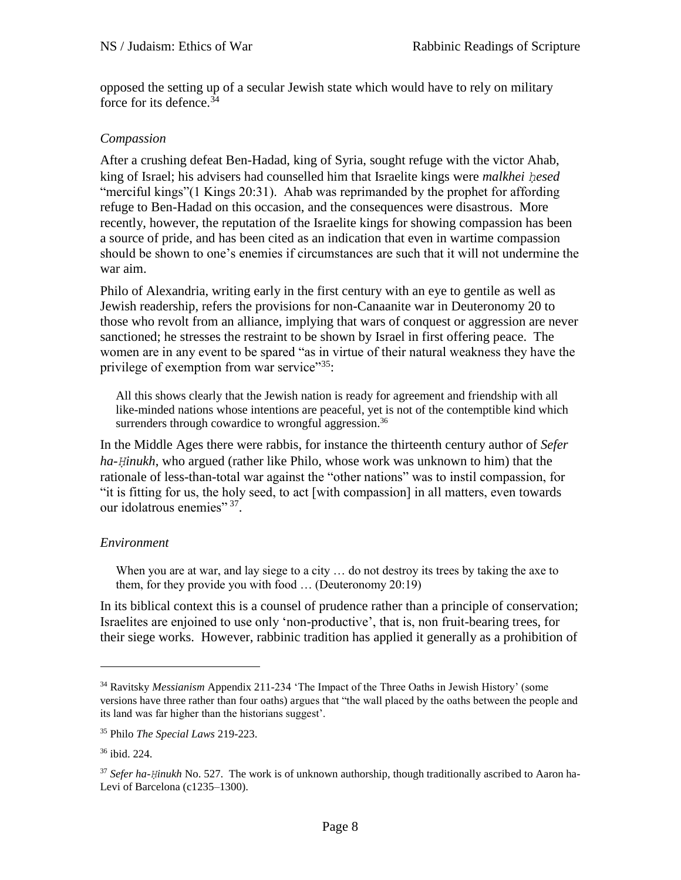opposed the setting up of a secular Jewish state which would have to rely on military force for its defence.[34]

### *Compassion*

After a crushing defeat Ben-Hadad, king of Syria, sought refuge with the victor Ahab, king of Israel; his advisers had counselled him that Israelite kings were *malkhei ḥesed* "merciful kings"(1 Kings 20:31). Ahab was reprimanded by the prophet for affording refuge to Ben-Hadad on this occasion, and the consequences were disastrous. More recently, however, the reputation of the Israelite kings for showing compassion has been a source of pride, and has been cited as an indication that even in wartime compassion should be shown to one's enemies if circumstances are such that it will not undermine the war aim.

Philo of Alexandria, writing early in the first century with an eye to gentile as well as Jewish readership, refers the provisions for non-Canaanite war in Deuteronomy 20 to those who revolt from an alliance, implying that wars of conquest or aggression are never sanctioned; he stresses the restraint to be shown by Israel in first offering peace. The women are in any event to be spared "as in virtue of their natural weakness they have the privilege of exemption from war service"[35]:

> All this shows clearly that the Jewish nation is ready for agreement and friendship with all like-minded nations whose intentions are peaceful, yet is not of the contemptible kind which surrenders through cowardice to wrongful aggression.[36]

In the Middle Ages there were rabbis, for instance the thirteenth century author of *Sefer ha-Ḥinukh*, who argued (rather like Philo, whose work was unknown to him) that the rationale of less-than-total war against the "other nations" was to instil compassion, for "it is fitting for us, the holy seed, to act [with compassion] in all matters, even towards our idolatrous enemies" [37].

### *Environment*

> When you are at war, and lay siege to a city … do not destroy its trees by taking the axe to them, for they provide you with food … (Deuteronomy 20:19)

In its biblical context this is a counsel of prudence rather than a principle of conservation; Israelites are enjoined to use only 'non-productive', that is, non fruit-bearing trees, for their siege works. However, rabbinic tradition has applied it generally as a prohibition of

---

[34] Ravitsky *Messianism* Appendix 211-234 'The Impact of the Three Oaths in Jewish History' (some versions have three rather than four oaths) argues that "the wall placed by the oaths between the people and its land was far higher than the historians suggest'.

[35] Philo *The Special Laws* 219-223.

[36] ibid. 224.

[37] *Sefer ha-Ḥinukh* No. 527. The work is of unknown authorship, though traditionally ascribed to Aaron ha-Levi of Barcelona (c1235–1300).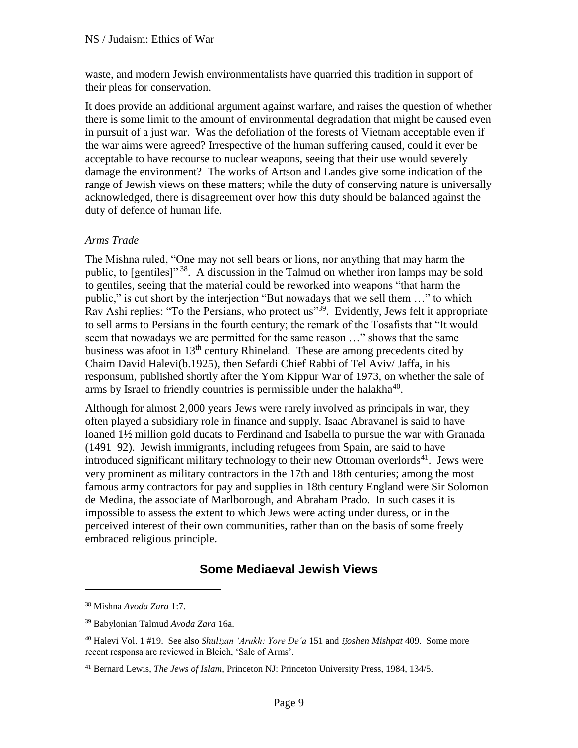waste, and modern Jewish environmentalists have quarried this tradition in support of their pleas for conservation.

It does provide an additional argument against warfare, and raises the question of whether there is some limit to the amount of environmental degradation that might be caused even in pursuit of a just war. Was the defoliation of the forests of Vietnam acceptable even if the war aims were agreed? Irrespective of the human suffering caused, could it ever be acceptable to have recourse to nuclear weapons, seeing that their use would severely damage the environment? The works of Artson and Landes give some indication of the range of Jewish views on these matters; while the duty of conserving nature is universally acknowledged, there is disagreement over how this duty should be balanced against the duty of defence of human life.

*Arms Trade*

The Mishna ruled, "One may not sell bears or lions, nor anything that may harm the public, to [gentiles]" [38]. A discussion in the Talmud on whether iron lamps may be sold to gentiles, seeing that the material could be reworked into weapons "that harm the public," is cut short by the interjection "But nowadays that we sell them …" to which Rav Ashi replies: "To the Persians, who protect us"[39]. Evidently, Jews felt it appropriate to sell arms to Persians in the fourth century; the remark of the Tosafists that "It would seem that nowadays we are permitted for the same reason …" shows that the same business was afoot in 13th century Rhineland. These are among precedents cited by Chaim David Halevi(b.1925), then Sefardi Chief Rabbi of Tel Aviv/ Jaffa, in his responsum, published shortly after the Yom Kippur War of 1973, on whether the sale of arms by Israel to friendly countries is permissible under the halakha[40].

Although for almost 2,000 years Jews were rarely involved as principals in war, they often played a subsidiary role in finance and supply. Isaac Abravanel is said to have loaned 1½ million gold ducats to Ferdinand and Isabella to pursue the war with Granada (1491–92). Jewish immigrants, including refugees from Spain, are said to have introduced significant military technology to their new Ottoman overlords[41]. Jews were very prominent as military contractors in the 17th and 18th centuries; among the most famous army contractors for pay and supplies in 18th century England were Sir Solomon de Medina, the associate of Marlborough, and Abraham Prado. In such cases it is impossible to assess the extent to which Jews were acting under duress, or in the perceived interest of their own communities, rather than on the basis of some freely embraced religious principle.

## Some Mediaeval Jewish Views

---

[38] Mishna *Avoda Zara* 1:7.

[39] Babylonian Talmud *Avoda Zara* 16a.

[40] Halevi Vol. 1 #19. See also *Shulḥan ʻArukh: Yore Deʻa* 151 and *Ḥoshen Mishpat* 409. Some more recent responsa are reviewed in Bleich, 'Sale of Arms'.

[41] Bernard Lewis, *The Jews of Islam*, Princeton NJ: Princeton University Press, 1984, 134/5.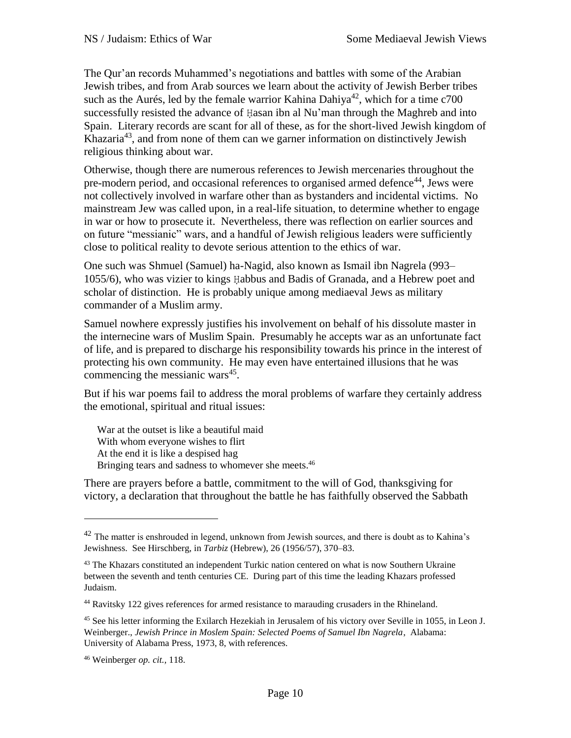The Qur'an records Muhammed's negotiations and battles with some of the Arabian Jewish tribes, and from Arab sources we learn about the activity of Jewish Berber tribes such as the Aurés, led by the female warrior Kahina Dahiya[42], which for a time c700 successfully resisted the advance of Ḥasan ibn al Nu'man through the Maghreb and into Spain. Literary records are scant for all of these, as for the short-lived Jewish kingdom of Khazaria[43], and from none of them can we garner information on distinctively Jewish religious thinking about war.

Otherwise, though there are numerous references to Jewish mercenaries throughout the pre-modern period, and occasional references to organised armed defence[44], Jews were not collectively involved in warfare other than as bystanders and incidental victims. No mainstream Jew was called upon, in a real-life situation, to determine whether to engage in war or how to prosecute it. Nevertheless, there was reflection on earlier sources and on future "messianic" wars, and a handful of Jewish religious leaders were sufficiently close to political reality to devote serious attention to the ethics of war.

One such was Shmuel (Samuel) ha-Nagid, also known as Ismail ibn Nagrela (993–1055/6), who was vizier to kings Ḥabbus and Badis of Granada, and a Hebrew poet and scholar of distinction. He is probably unique among mediaeval Jews as military commander of a Muslim army.

Samuel nowhere expressly justifies his involvement on behalf of his dissolute master in the internecine wars of Muslim Spain. Presumably he accepts war as an unfortunate fact of life, and is prepared to discharge his responsibility towards his prince in the interest of protecting his own community. He may even have entertained illusions that he was commencing the messianic wars[45].

But if his war poems fail to address the moral problems of warfare they certainly address the emotional, spiritual and ritual issues:

> War at the outset is like a beautiful maid  
> With whom everyone wishes to flirt  
> At the end it is like a despised hag  
> Bringing tears and sadness to whomever she meets.[46]

There are prayers before a battle, commitment to the will of God, thanksgiving for victory, a declaration that throughout the battle he has faithfully observed the Sabbath

---

[42] The matter is enshrouded in legend, unknown from Jewish sources, and there is doubt as to Kahina's Jewishness. See Hirschberg, in *Tarbiz* (Hebrew), 26 (1956/57), 370–83.

[43] The Khazars constituted an independent Turkic nation centered on what is now Southern Ukraine between the seventh and tenth centuries CE. During part of this time the leading Khazars professed Judaism.

[44] Ravitsky 122 gives references for armed resistance to marauding crusaders in the Rhineland.

[45] See his letter informing the Exilarch Hezekiah in Jerusalem of his victory over Seville in 1055, in Leon J. Weinberger., *Jewish Prince in Moslem Spain: Selected Poems of Samuel Ibn Nagrela*, Alabama: University of Alabama Press, 1973, 8, with references.

[46] Weinberger *op. cit.*, 118.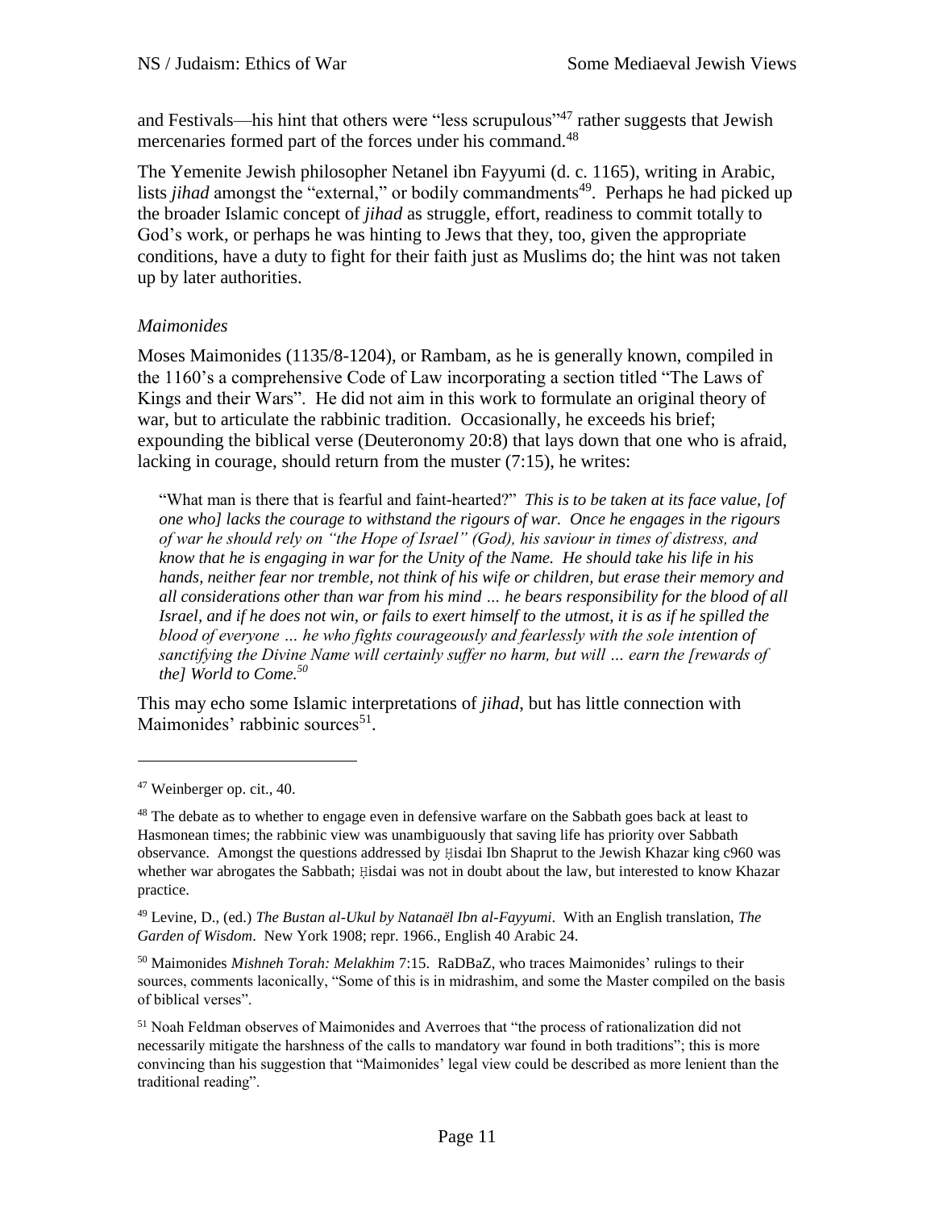and Festivals—his hint that others were "less scrupulous"[47] rather suggests that Jewish mercenaries formed part of the forces under his command.[48]

The Yemenite Jewish philosopher Netanel ibn Fayyumi (d. c. 1165), writing in Arabic, lists *jihad* amongst the "external," or bodily commandments[49]. Perhaps he had picked up the broader Islamic concept of *jihad* as struggle, effort, readiness to commit totally to God's work, or perhaps he was hinting to Jews that they, too, given the appropriate conditions, have a duty to fight for their faith just as Muslims do; the hint was not taken up by later authorities.

### *Maimonides*

Moses Maimonides (1135/8-1204), or Rambam, as he is generally known, compiled in the 1160's a comprehensive Code of Law incorporating a section titled "The Laws of Kings and their Wars". He did not aim in this work to formulate an original theory of war, but to articulate the rabbinic tradition. Occasionally, he exceeds his brief; expounding the biblical verse (Deuteronomy 20:8) that lays down that one who is afraid, lacking in courage, should return from the muster (7:15), he writes:

> "What man is there that is fearful and faint-hearted?" *This is to be taken at its face value, [of one who] lacks the courage to withstand the rigours of war. Once he engages in the rigours of war he should rely on "the Hope of Israel" (God), his saviour in times of distress, and know that he is engaging in war for the Unity of the Name. He should take his life in his hands, neither fear nor tremble, not think of his wife or children, but erase their memory and all considerations other than war from his mind … he bears responsibility for the blood of all Israel, and if he does not win, or fails to exert himself to the utmost, it is as if he spilled the blood of everyone … he who fights courageously and fearlessly with the sole intention of sanctifying the Divine Name will certainly suffer no harm, but will … earn the [rewards of the] World to Come.*[50]

This may echo some Islamic interpretations of *jihad*, but has little connection with Maimonides' rabbinic sources[51].

---

[47] Weinberger op. cit., 40.

[48] The debate as to whether to engage even in defensive warfare on the Sabbath goes back at least to Hasmonean times; the rabbinic view was unambiguously that saving life has priority over Sabbath observance. Amongst the questions addressed by Ḥisdai Ibn Shaprut to the Jewish Khazar king c960 was whether war abrogates the Sabbath; Ḥisdai was not in doubt about the law, but interested to know Khazar practice.

[49] Levine, D., (ed.) *The Bustan al-Ukul by Natanaël Ibn al-Fayyumi*. With an English translation, *The Garden of Wisdom*. New York 1908; repr. 1966., English 40 Arabic 24.

[50] Maimonides *Mishneh Torah: Melakhim* 7:15. RaDBaZ, who traces Maimonides' rulings to their sources, comments laconically, "Some of this is in midrashim, and some the Master compiled on the basis of biblical verses".

[51] Noah Feldman observes of Maimonides and Averroes that "the process of rationalization did not necessarily mitigate the harshness of the calls to mandatory war found in both traditions"; this is more convincing than his suggestion that "Maimonides' legal view could be described as more lenient than the traditional reading".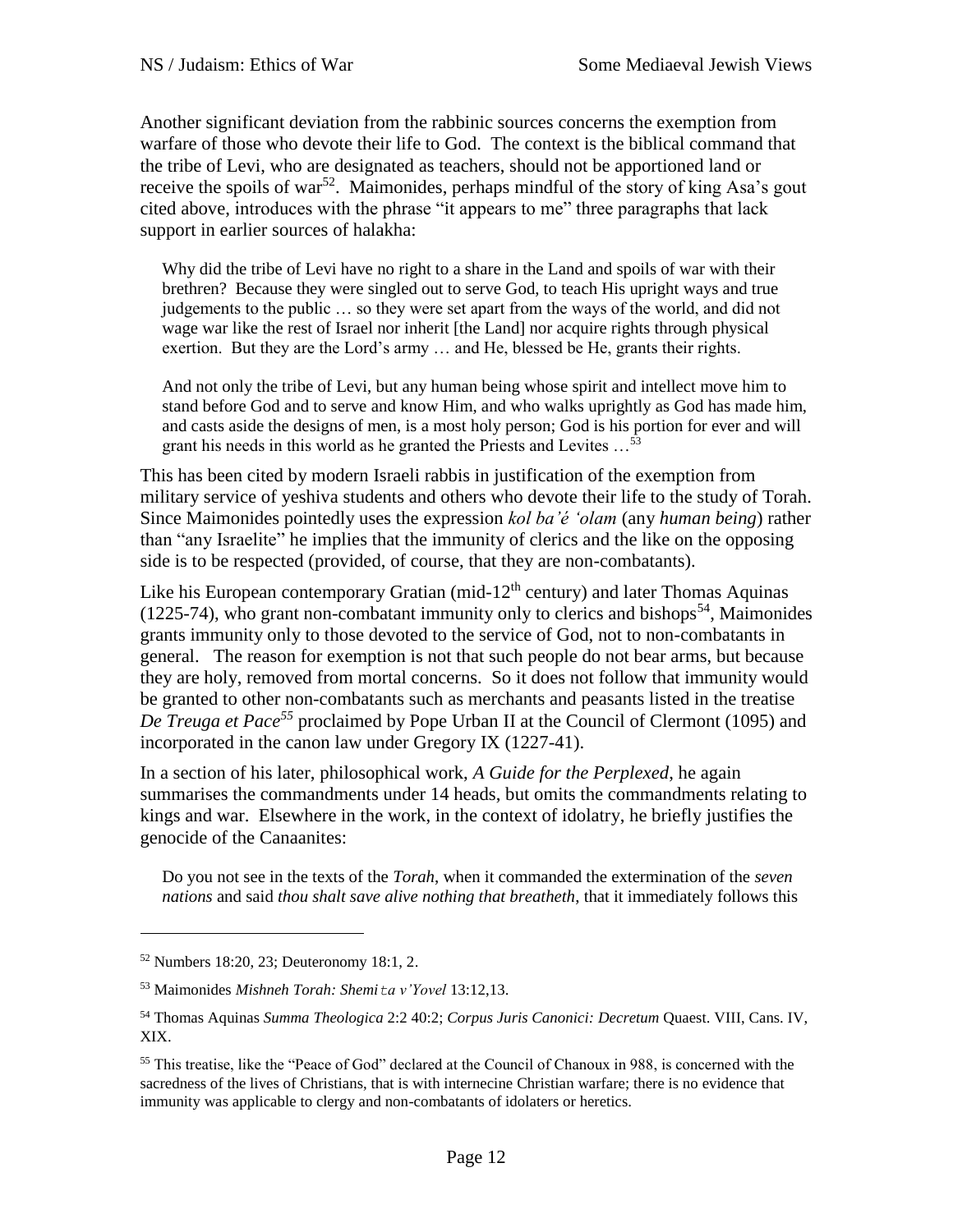Another significant deviation from the rabbinic sources concerns the exemption from warfare of those who devote their life to God. The context is the biblical command that the tribe of Levi, who are designated as teachers, should not be apportioned land or receive the spoils of war[52]. Maimonides, perhaps mindful of the story of king Asa's gout cited above, introduces with the phrase "it appears to me" three paragraphs that lack support in earlier sources of halakha:

> Why did the tribe of Levi have no right to a share in the Land and spoils of war with their brethren? Because they were singled out to serve God, to teach His upright ways and true judgements to the public … so they were set apart from the ways of the world, and did not wage war like the rest of Israel nor inherit [the Land] nor acquire rights through physical exertion. But they are the Lord's army … and He, blessed be He, grants their rights.
>
> And not only the tribe of Levi, but any human being whose spirit and intellect move him to stand before God and to serve and know Him, and who walks uprightly as God has made him, and casts aside the designs of men, is a most holy person; God is his portion for ever and will grant his needs in this world as he granted the Priests and Levites …[53]

This has been cited by modern Israeli rabbis in justification of the exemption from military service of yeshiva students and others who devote their life to the study of Torah. Since Maimonides pointedly uses the expression *kol ba'é 'olam* (any *human being*) rather than "any Israelite" he implies that the immunity of clerics and the like on the opposing side is to be respected (provided, of course, that they are non-combatants).

Like his European contemporary Gratian (mid-12th century) and later Thomas Aquinas (1225-74), who grant non-combatant immunity only to clerics and bishops[54], Maimonides grants immunity only to those devoted to the service of God, not to non-combatants in general. The reason for exemption is not that such people do not bear arms, but because they are holy, removed from mortal concerns. So it does not follow that immunity would be granted to other non-combatants such as merchants and peasants listed in the treatise *De Treuga et Pace*[55] proclaimed by Pope Urban II at the Council of Clermont (1095) and incorporated in the canon law under Gregory IX (1227-41).

In a section of his later, philosophical work, *A Guide for the Perplexed*, he again summarises the commandments under 14 heads, but omits the commandments relating to kings and war. Elsewhere in the work, in the context of idolatry, he briefly justifies the genocide of the Canaanites:

> Do you not see in the texts of the *Torah*, when it commanded the extermination of the *seven nations* and said *thou shalt save alive nothing that breatheth*, that it immediately follows this

---

[52] Numbers 18:20, 23; Deuteronomy 18:1, 2.

[53] Maimonides *Mishneh Torah: Shemiṭa v'Yovel* 13:12,13.

[54] Thomas Aquinas *Summa Theologica* 2:2 40:2; *Corpus Juris Canonici: Decretum* Quaest. VIII, Cans. IV, XIX.

[55] This treatise, like the "Peace of God" declared at the Council of Chanoux in 988, is concerned with the sacredness of the lives of Christians, that is with internecine Christian warfare; there is no evidence that immunity was applicable to clergy and non-combatants of idolaters or heretics.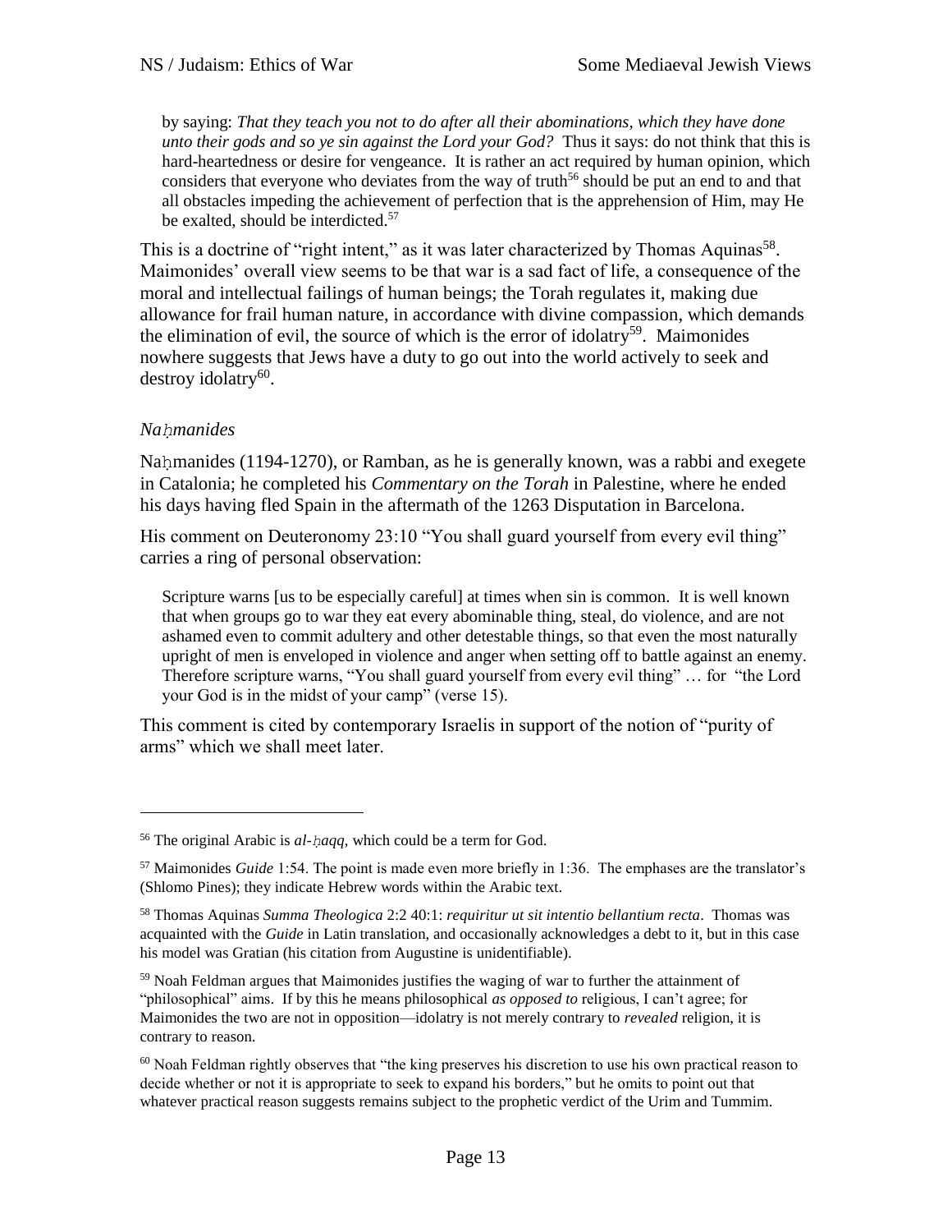> by saying: *That they teach you not to do after all their abominations, which they have done unto their gods and so ye sin against the Lord your God?* Thus it says: do not think that this is hard-heartedness or desire for vengeance. It is rather an act required by human opinion, which considers that everyone who deviates from the way of truth[56] should be put an end to and that all obstacles impeding the achievement of perfection that is the apprehension of Him, may He be exalted, should be interdicted.[57]

This is a doctrine of "right intent," as it was later characterized by Thomas Aquinas[58]. Maimonides' overall view seems to be that war is a sad fact of life, a consequence of the moral and intellectual failings of human beings; the Torah regulates it, making due allowance for frail human nature, in accordance with divine compassion, which demands the elimination of evil, the source of which is the error of idolatry[59]. Maimonides nowhere suggests that Jews have a duty to go out into the world actively to seek and destroy idolatry[60].

### *Naḥmanides*

Naḥmanides (1194-1270), or Ramban, as he is generally known, was a rabbi and exegete in Catalonia; he completed his *Commentary on the Torah* in Palestine, where he ended his days having fled Spain in the aftermath of the 1263 Disputation in Barcelona.

His comment on Deuteronomy 23:10 "You shall guard yourself from every evil thing" carries a ring of personal observation:

> Scripture warns [us to be especially careful] at times when sin is common. It is well known that when groups go to war they eat every abominable thing, steal, do violence, and are not ashamed even to commit adultery and other detestable things, so that even the most naturally upright of men is enveloped in violence and anger when setting off to battle against an enemy. Therefore scripture warns, "You shall guard yourself from every evil thing" … for "the Lord your God is in the midst of your camp" (verse 15).

This comment is cited by contemporary Israelis in support of the notion of "purity of arms" which we shall meet later.

---

[56] The original Arabic is *al-ḥaqq*, which could be a term for God.

[57] Maimonides *Guide* 1:54. The point is made even more briefly in 1:36. The emphases are the translator's (Shlomo Pines); they indicate Hebrew words within the Arabic text.

[58] Thomas Aquinas *Summa Theologica* 2:2 40:1: *requiritur ut sit intentio bellantium recta*. Thomas was acquainted with the *Guide* in Latin translation, and occasionally acknowledges a debt to it, but in this case his model was Gratian (his citation from Augustine is unidentifiable).

[59] Noah Feldman argues that Maimonides justifies the waging of war to further the attainment of "philosophical" aims. If by this he means philosophical *as opposed to* religious, I can't agree; for Maimonides the two are not in opposition—idolatry is not merely contrary to *revealed* religion, it is contrary to reason.

[60] Noah Feldman rightly observes that "the king preserves his discretion to use his own practical reason to decide whether or not it is appropriate to seek to expand his borders," but he omits to point out that whatever practical reason suggests remains subject to the prophetic verdict of the Urim and Tummim.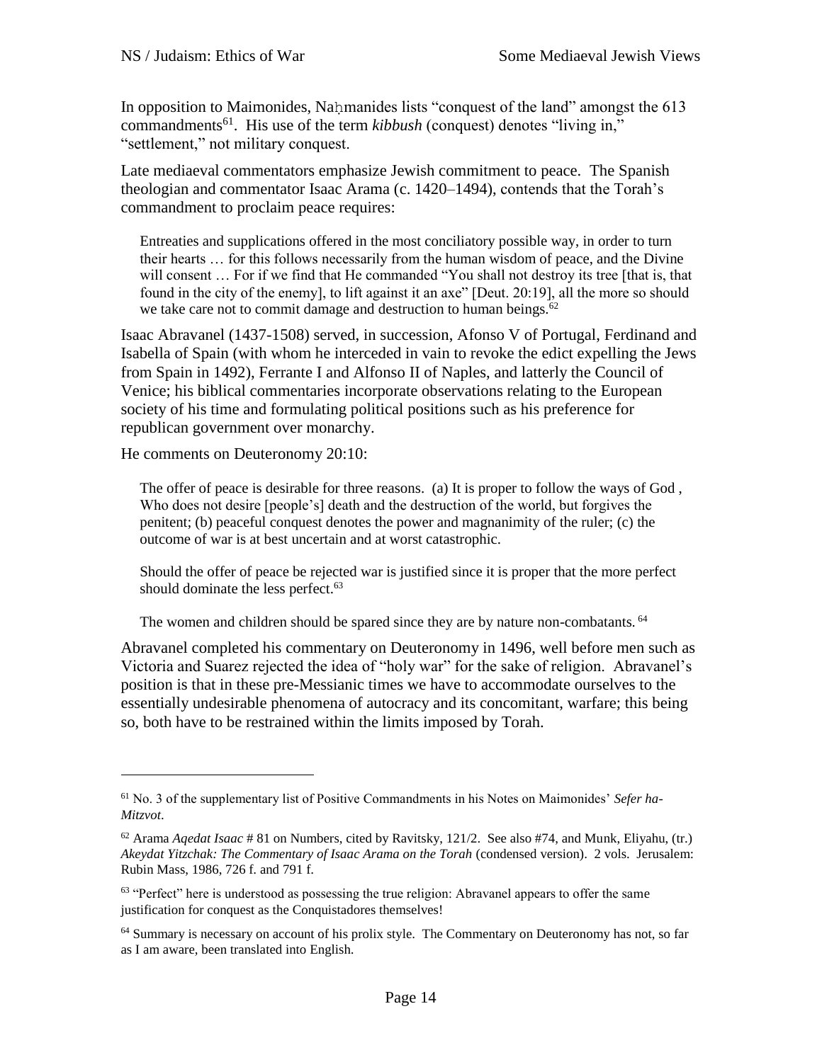In opposition to Maimonides, Naḥmanides lists "conquest of the land" amongst the 613 commandments[61]. His use of the term *kibbush* (conquest) denotes "living in," "settlement," not military conquest.

Late mediaeval commentators emphasize Jewish commitment to peace. The Spanish theologian and commentator Isaac Arama (c. 1420–1494), contends that the Torah's commandment to proclaim peace requires:

> Entreaties and supplications offered in the most conciliatory possible way, in order to turn their hearts … for this follows necessarily from the human wisdom of peace, and the Divine will consent … For if we find that He commanded "You shall not destroy its tree [that is, that found in the city of the enemy], to lift against it an axe" [Deut. 20:19], all the more so should we take care not to commit damage and destruction to human beings.[62]

Isaac Abravanel (1437-1508) served, in succession, Afonso V of Portugal, Ferdinand and Isabella of Spain (with whom he interceded in vain to revoke the edict expelling the Jews from Spain in 1492), Ferrante I and Alfonso II of Naples, and latterly the Council of Venice; his biblical commentaries incorporate observations relating to the European society of his time and formulating political positions such as his preference for republican government over monarchy.

He comments on Deuteronomy 20:10:

> The offer of peace is desirable for three reasons. (a) It is proper to follow the ways of God , Who does not desire [people's] death and the destruction of the world, but forgives the penitent; (b) peaceful conquest denotes the power and magnanimity of the ruler; (c) the outcome of war is at best uncertain and at worst catastrophic.
>
> Should the offer of peace be rejected war is justified since it is proper that the more perfect should dominate the less perfect.[63]
>
> The women and children should be spared since they are by nature non-combatants.[64]

Abravanel completed his commentary on Deuteronomy in 1496, well before men such as Victoria and Suarez rejected the idea of "holy war" for the sake of religion. Abravanel's position is that in these pre-Messianic times we have to accommodate ourselves to the essentially undesirable phenomena of autocracy and its concomitant, warfare; this being so, both have to be restrained within the limits imposed by Torah.

---

[61] No. 3 of the supplementary list of Positive Commandments in his Notes on Maimonides' *Sefer ha-Mitzvot*.

[62] Arama *Aqedat Isaac* # 81 on Numbers, cited by Ravitsky, 121/2. See also #74, and Munk, Eliyahu, (tr.) *Akeydat Yitzchak: The Commentary of Isaac Arama on the Torah* (condensed version). 2 vols. Jerusalem: Rubin Mass, 1986, 726 f. and 791 f.

[63] "Perfect" here is understood as possessing the true religion: Abravanel appears to offer the same justification for conquest as the Conquistadores themselves!

[64] Summary is necessary on account of his prolix style. The Commentary on Deuteronomy has not, so far as I am aware, been translated into English.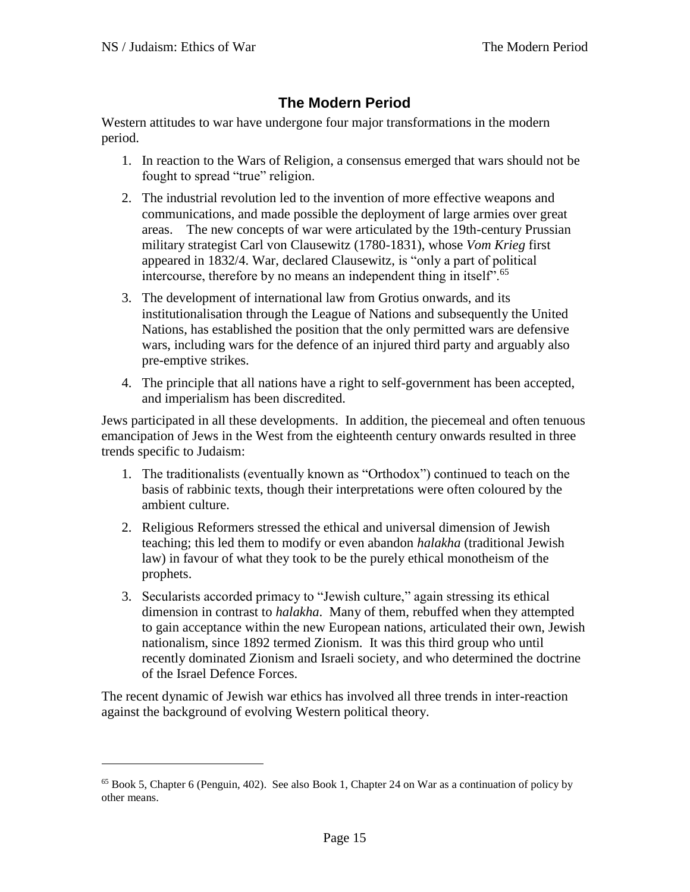## The Modern Period

Western attitudes to war have undergone four major transformations in the modern period.

1. In reaction to the Wars of Religion, a consensus emerged that wars should not be fought to spread "true" religion.
2. The industrial revolution led to the invention of more effective weapons and communications, and made possible the deployment of large armies over great areas. The new concepts of war were articulated by the 19th-century Prussian military strategist Carl von Clausewitz (1780-1831), whose *Vom Krieg* first appeared in 1832/4. War, declared Clausewitz, is "only a part of political intercourse, therefore by no means an independent thing in itself".[65]
3. The development of international law from Grotius onwards, and its institutionalisation through the League of Nations and subsequently the United Nations, has established the position that the only permitted wars are defensive wars, including wars for the defence of an injured third party and arguably also pre-emptive strikes.
4. The principle that all nations have a right to self-government has been accepted, and imperialism has been discredited.

Jews participated in all these developments. In addition, the piecemeal and often tenuous emancipation of Jews in the West from the eighteenth century onwards resulted in three trends specific to Judaism:

1. The traditionalists (eventually known as "Orthodox") continued to teach on the basis of rabbinic texts, though their interpretations were often coloured by the ambient culture.
2. Religious Reformers stressed the ethical and universal dimension of Jewish teaching; this led them to modify or even abandon *halakha* (traditional Jewish law) in favour of what they took to be the purely ethical monotheism of the prophets.
3. Secularists accorded primacy to "Jewish culture," again stressing its ethical dimension in contrast to *halakha*. Many of them, rebuffed when they attempted to gain acceptance within the new European nations, articulated their own, Jewish nationalism, since 1892 termed Zionism. It was this third group who until recently dominated Zionism and Israeli society, and who determined the doctrine of the Israel Defence Forces.

The recent dynamic of Jewish war ethics has involved all three trends in inter-reaction against the background of evolving Western political theory.

---

[65] Book 5, Chapter 6 (Penguin, 402). See also Book 1, Chapter 24 on War as a continuation of policy by other means.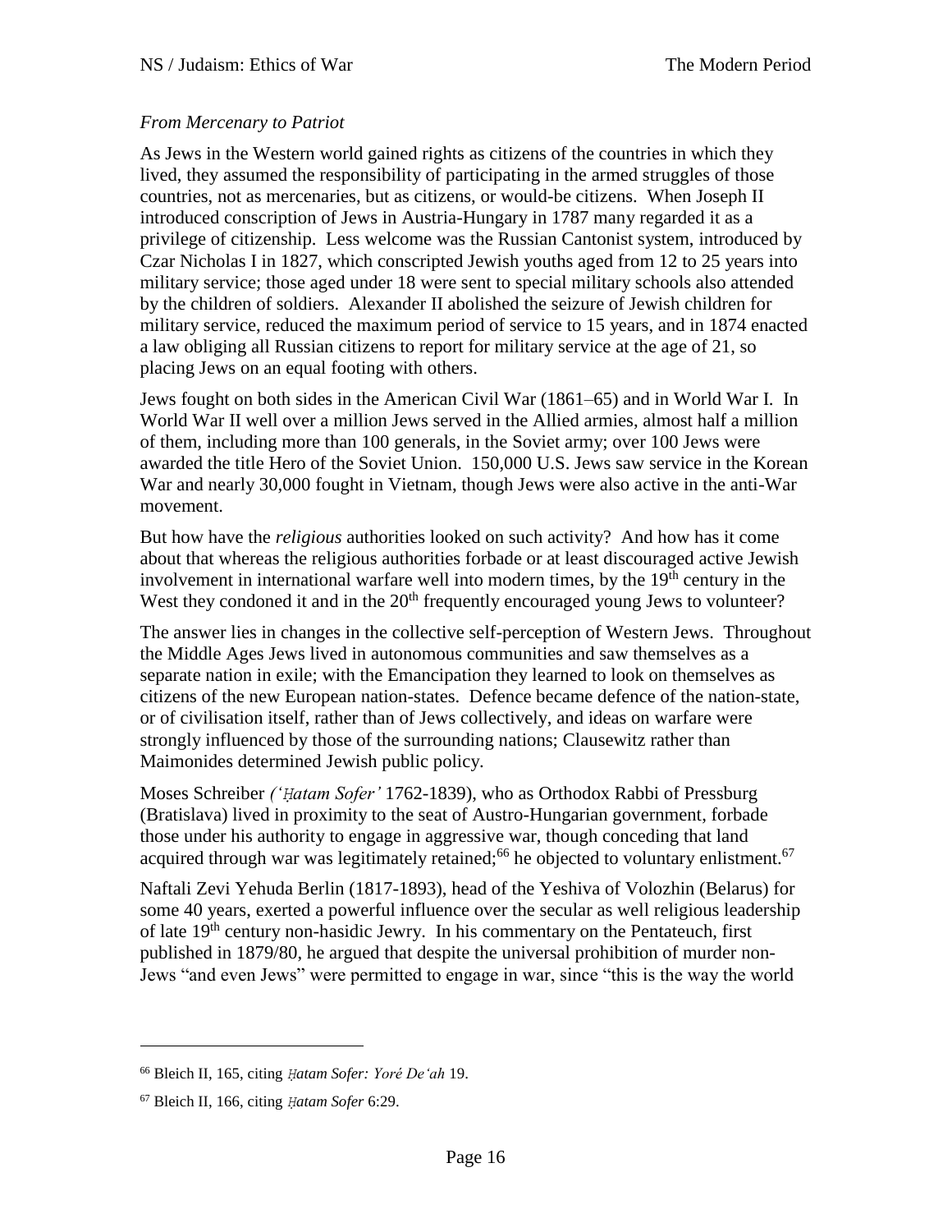*From Mercenary to Patriot*

As Jews in the Western world gained rights as citizens of the countries in which they lived, they assumed the responsibility of participating in the armed struggles of those countries, not as mercenaries, but as citizens, or would-be citizens. When Joseph II introduced conscription of Jews in Austria-Hungary in 1787 many regarded it as a privilege of citizenship. Less welcome was the Russian Cantonist system, introduced by Czar Nicholas I in 1827, which conscripted Jewish youths aged from 12 to 25 years into military service; those aged under 18 were sent to special military schools also attended by the children of soldiers. Alexander II abolished the seizure of Jewish children for military service, reduced the maximum period of service to 15 years, and in 1874 enacted a law obliging all Russian citizens to report for military service at the age of 21, so placing Jews on an equal footing with others.

Jews fought on both sides in the American Civil War (1861–65) and in World War I. In World War II well over a million Jews served in the Allied armies, almost half a million of them, including more than 100 generals, in the Soviet army; over 100 Jews were awarded the title Hero of the Soviet Union. 150,000 U.S. Jews saw service in the Korean War and nearly 30,000 fought in Vietnam, though Jews were also active in the anti-War movement.

But how have the *religious* authorities looked on such activity? And how has it come about that whereas the religious authorities forbade or at least discouraged active Jewish involvement in international warfare well into modern times, by the 19th century in the West they condoned it and in the 20th frequently encouraged young Jews to volunteer?

The answer lies in changes in the collective self-perception of Western Jews. Throughout the Middle Ages Jews lived in autonomous communities and saw themselves as a separate nation in exile; with the Emancipation they learned to look on themselves as citizens of the new European nation-states. Defence became defence of the nation-state, or of civilisation itself, rather than of Jews collectively, and ideas on warfare were strongly influenced by those of the surrounding nations; Clausewitz rather than Maimonides determined Jewish public policy.

Moses Schreiber *('Ḥatam Sofer'* 1762-1839), who as Orthodox Rabbi of Pressburg (Bratislava) lived in proximity to the seat of Austro-Hungarian government, forbade those under his authority to engage in aggressive war, though conceding that land acquired through war was legitimately retained;[66] he objected to voluntary enlistment.[67]

Naftali Zevi Yehuda Berlin (1817-1893), head of the Yeshiva of Volozhin (Belarus) for some 40 years, exerted a powerful influence over the secular as well religious leadership of late 19th century non-hasidic Jewry. In his commentary on the Pentateuch, first published in 1879/80, he argued that despite the universal prohibition of murder non-Jews "and even Jews" were permitted to engage in war, since "this is the way the world

---

[66] Bleich II, 165, citing *Ḥatam Sofer: Yoré De'ah* 19.

[67] Bleich II, 166, citing *Ḥatam Sofer* 6:29.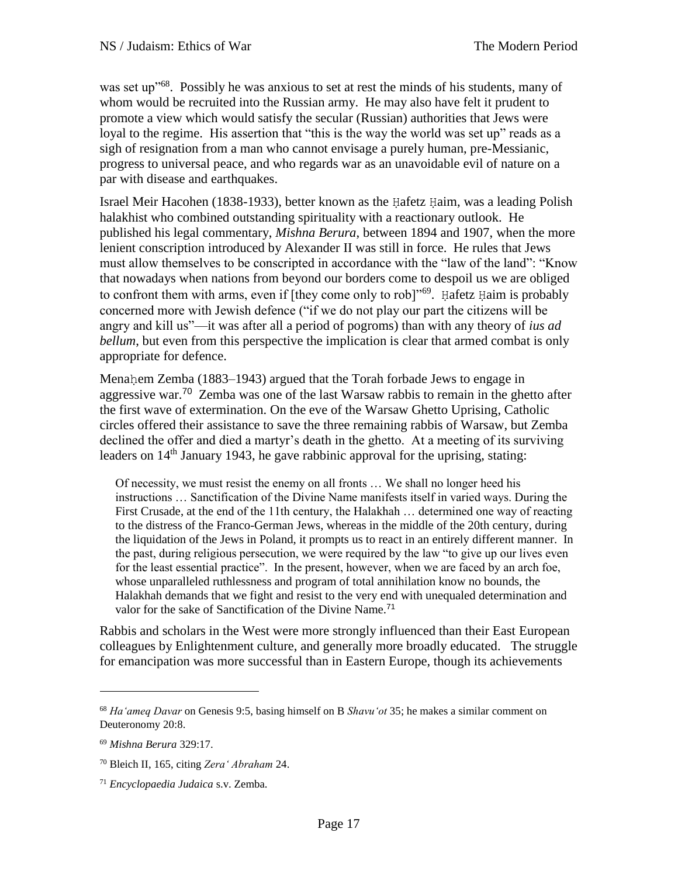was set up"[68]. Possibly he was anxious to set at rest the minds of his students, many of whom would be recruited into the Russian army. He may also have felt it prudent to promote a view which would satisfy the secular (Russian) authorities that Jews were loyal to the regime. His assertion that "this is the way the world was set up" reads as a sigh of resignation from a man who cannot envisage a purely human, pre-Messianic, progress to universal peace, and who regards war as an unavoidable evil of nature on a par with disease and earthquakes.

Israel Meir Hacohen (1838-1933), better known as the Ḥafetz Ḥaim, was a leading Polish halakhist who combined outstanding spirituality with a reactionary outlook. He published his legal commentary, *Mishna Berura*, between 1894 and 1907, when the more lenient conscription introduced by Alexander II was still in force. He rules that Jews must allow themselves to be conscripted in accordance with the "law of the land": "Know that nowadays when nations from beyond our borders come to despoil us we are obliged to confront them with arms, even if [they come only to rob]"[69]. Ḥafetz Ḥaim is probably concerned more with Jewish defence ("if we do not play our part the citizens will be angry and kill us"—it was after all a period of pogroms) than with any theory of *ius ad bellum*, but even from this perspective the implication is clear that armed combat is only appropriate for defence.

Menaḥem Zemba (1883–1943) argued that the Torah forbade Jews to engage in aggressive war.[70] Zemba was one of the last Warsaw rabbis to remain in the ghetto after the first wave of extermination. On the eve of the Warsaw Ghetto Uprising, Catholic circles offered their assistance to save the three remaining rabbis of Warsaw, but Zemba declined the offer and died a martyr's death in the ghetto. At a meeting of its surviving leaders on 14th January 1943, he gave rabbinic approval for the uprising, stating:

> Of necessity, we must resist the enemy on all fronts … We shall no longer heed his instructions … Sanctification of the Divine Name manifests itself in varied ways. During the First Crusade, at the end of the 11th century, the Halakhah … determined one way of reacting to the distress of the Franco-German Jews, whereas in the middle of the 20th century, during the liquidation of the Jews in Poland, it prompts us to react in an entirely different manner. In the past, during religious persecution, we were required by the law "to give up our lives even for the least essential practice". In the present, however, when we are faced by an arch foe, whose unparalleled ruthlessness and program of total annihilation know no bounds, the Halakhah demands that we fight and resist to the very end with unequaled determination and valor for the sake of Sanctification of the Divine Name.[71]

Rabbis and scholars in the West were more strongly influenced than their East European colleagues by Enlightenment culture, and generally more broadly educated. The struggle for emancipation was more successful than in Eastern Europe, though its achievements

---

[68] *Ha'ameq Davar* on Genesis 9:5, basing himself on B *Shavu'ot* 35; he makes a similar comment on Deuteronomy 20:8.

[69] *Mishna Berura* 329:17.

[70] Bleich II, 165, citing *Zera' Abraham* 24.

[71] *Encyclopaedia Judaica* s.v. Zemba.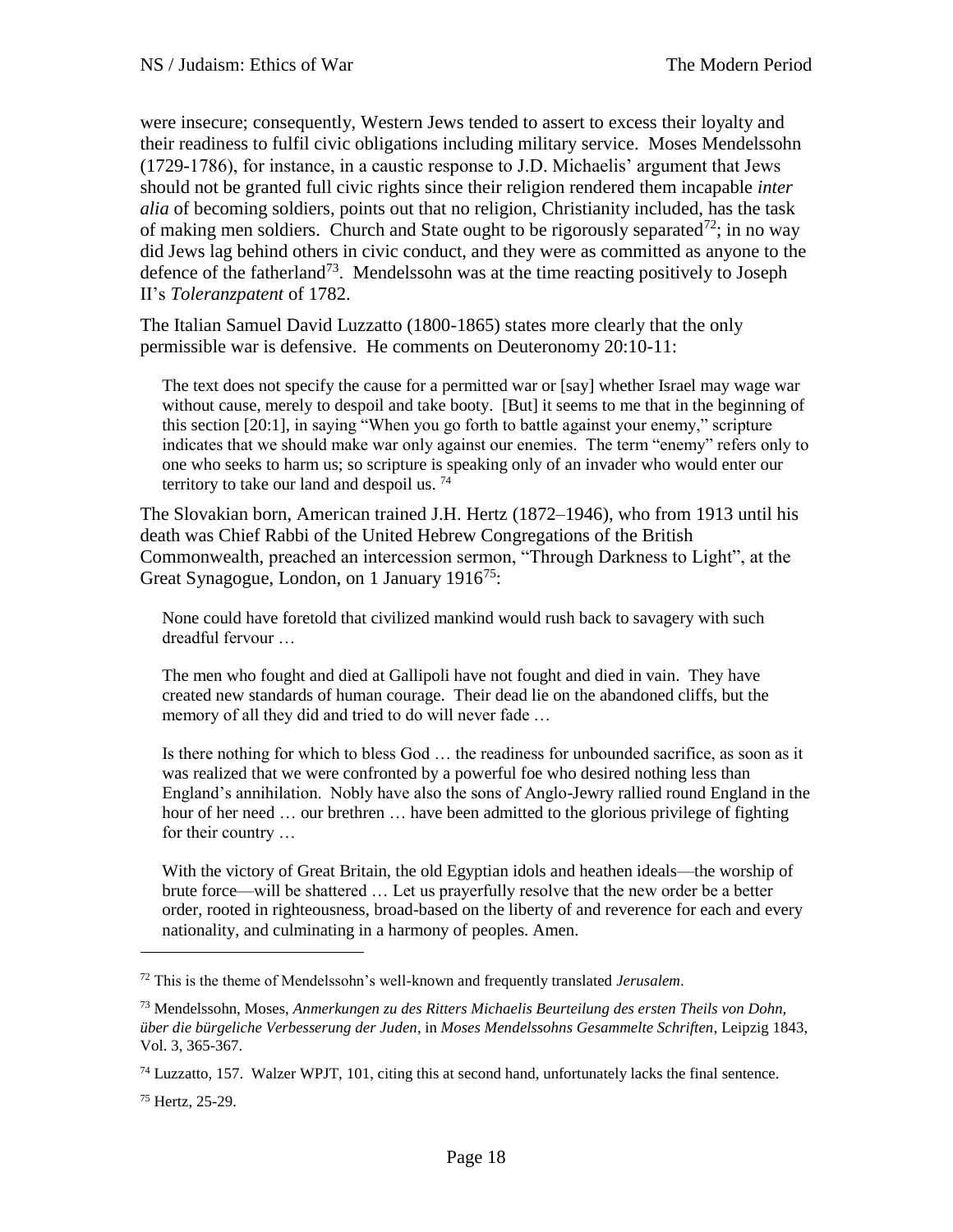were insecure; consequently, Western Jews tended to assert to excess their loyalty and their readiness to fulfil civic obligations including military service. Moses Mendelssohn (1729-1786), for instance, in a caustic response to J.D. Michaelis' argument that Jews should not be granted full civic rights since their religion rendered them incapable *inter alia* of becoming soldiers, points out that no religion, Christianity included, has the task of making men soldiers. Church and State ought to be rigorously separated[72]; in no way did Jews lag behind others in civic conduct, and they were as committed as anyone to the defence of the fatherland[73]. Mendelssohn was at the time reacting positively to Joseph II's *Toleranzpatent* of 1782.

The Italian Samuel David Luzzatto (1800-1865) states more clearly that the only permissible war is defensive. He comments on Deuteronomy 20:10-11:

> The text does not specify the cause for a permitted war or [say] whether Israel may wage war without cause, merely to despoil and take booty. [But] it seems to me that in the beginning of this section [20:1], in saying "When you go forth to battle against your enemy," scripture indicates that we should make war only against our enemies. The term "enemy" refers only to one who seeks to harm us; so scripture is speaking only of an invader who would enter our territory to take our land and despoil us. [74]

The Slovakian born, American trained J.H. Hertz (1872–1946), who from 1913 until his death was Chief Rabbi of the United Hebrew Congregations of the British Commonwealth, preached an intercession sermon, "Through Darkness to Light", at the Great Synagogue, London, on 1 January 1916[75]:

> None could have foretold that civilized mankind would rush back to savagery with such dreadful fervour …
>
> The men who fought and died at Gallipoli have not fought and died in vain. They have created new standards of human courage. Their dead lie on the abandoned cliffs, but the memory of all they did and tried to do will never fade …
>
> Is there nothing for which to bless God … the readiness for unbounded sacrifice, as soon as it was realized that we were confronted by a powerful foe who desired nothing less than England's annihilation. Nobly have also the sons of Anglo-Jewry rallied round England in the hour of her need … our brethren … have been admitted to the glorious privilege of fighting for their country …
>
> With the victory of Great Britain, the old Egyptian idols and heathen ideals—the worship of brute force—will be shattered … Let us prayerfully resolve that the new order be a better order, rooted in righteousness, broad-based on the liberty of and reverence for each and every nationality, and culminating in a harmony of peoples. Amen.

---

[72] This is the theme of Mendelssohn's well-known and frequently translated *Jerusalem*.

[73] Mendelssohn, Moses, *Anmerkungen zu des Ritters Michaelis Beurteilung des ersten Theils von Dohn, über die bürgeliche Verbesserung der Juden*, in *Moses Mendelssohns Gesammelte Schriften*, Leipzig 1843, Vol. 3, 365-367.

[74] Luzzatto, 157. Walzer WPJT, 101, citing this at second hand, unfortunately lacks the final sentence.

[75] Hertz, 25-29.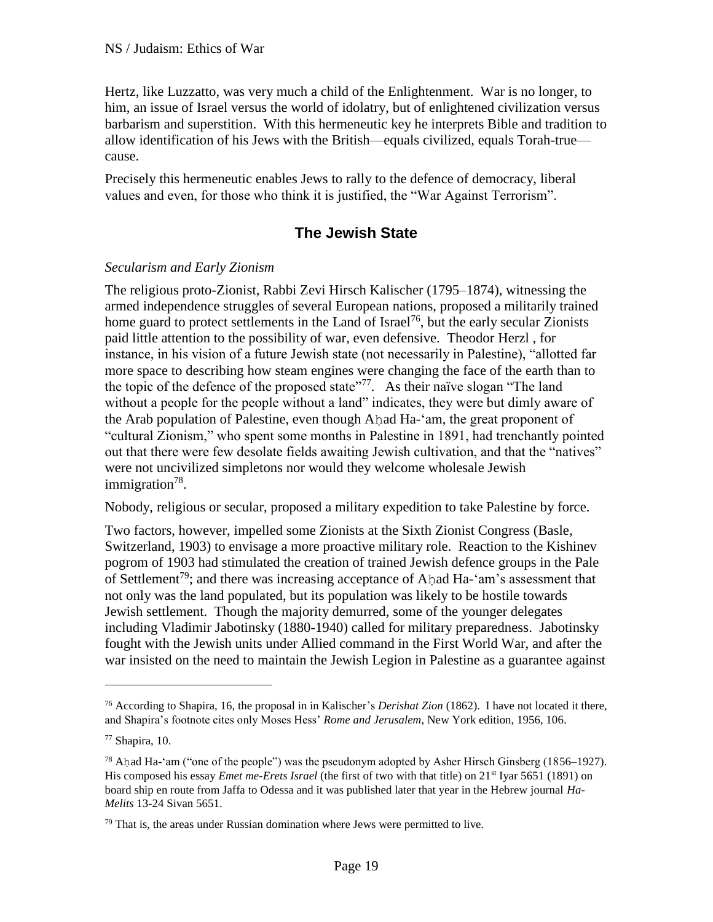Hertz, like Luzzatto, was very much a child of the Enlightenment. War is no longer, to him, an issue of Israel versus the world of idolatry, but of enlightened civilization versus barbarism and superstition. With this hermeneutic key he interprets Bible and tradition to allow identification of his Jews with the British—equals civilized, equals Torah-true—cause.

Precisely this hermeneutic enables Jews to rally to the defence of democracy, liberal values and even, for those who think it is justified, the "War Against Terrorism".

## The Jewish State

*Secularism and Early Zionism*

The religious proto-Zionist, Rabbi Zevi Hirsch Kalischer (1795–1874), witnessing the armed independence struggles of several European nations, proposed a militarily trained home guard to protect settlements in the Land of Israel[76], but the early secular Zionists paid little attention to the possibility of war, even defensive. Theodor Herzl , for instance, in his vision of a future Jewish state (not necessarily in Palestine), "allotted far more space to describing how steam engines were changing the face of the earth than to the topic of the defence of the proposed state"[77]. As their naïve slogan "The land without a people for the people without a land" indicates, they were but dimly aware of the Arab population of Palestine, even though Aḥad Ha-'am, the great proponent of "cultural Zionism," who spent some months in Palestine in 1891, had trenchantly pointed out that there were few desolate fields awaiting Jewish cultivation, and that the "natives" were not uncivilized simpletons nor would they welcome wholesale Jewish immigration[78].

Nobody, religious or secular, proposed a military expedition to take Palestine by force.

Two factors, however, impelled some Zionists at the Sixth Zionist Congress (Basle, Switzerland, 1903) to envisage a more proactive military role. Reaction to the Kishinev pogrom of 1903 had stimulated the creation of trained Jewish defence groups in the Pale of Settlement[79]; and there was increasing acceptance of Aḥad Ha-'am's assessment that not only was the land populated, but its population was likely to be hostile towards Jewish settlement. Though the majority demurred, some of the younger delegates including Vladimir Jabotinsky (1880-1940) called for military preparedness. Jabotinsky fought with the Jewish units under Allied command in the First World War, and after the war insisted on the need to maintain the Jewish Legion in Palestine as a guarantee against

---

[76] According to Shapira, 16, the proposal in in Kalischer's *Derishat Zion* (1862). I have not located it there, and Shapira's footnote cites only Moses Hess' *Rome and Jerusalem*, New York edition, 1956, 106.

[77] Shapira, 10.

[78] Aḥad Ha-'am ("one of the people") was the pseudonym adopted by Asher Hirsch Ginsberg (1856–1927). His composed his essay *Emet me-Erets Israel* (the first of two with that title) on 21st Iyar 5651 (1891) on board ship en route from Jaffa to Odessa and it was published later that year in the Hebrew journal *Ha-Melits* 13-24 Sivan 5651.

[79] That is, the areas under Russian domination where Jews were permitted to live.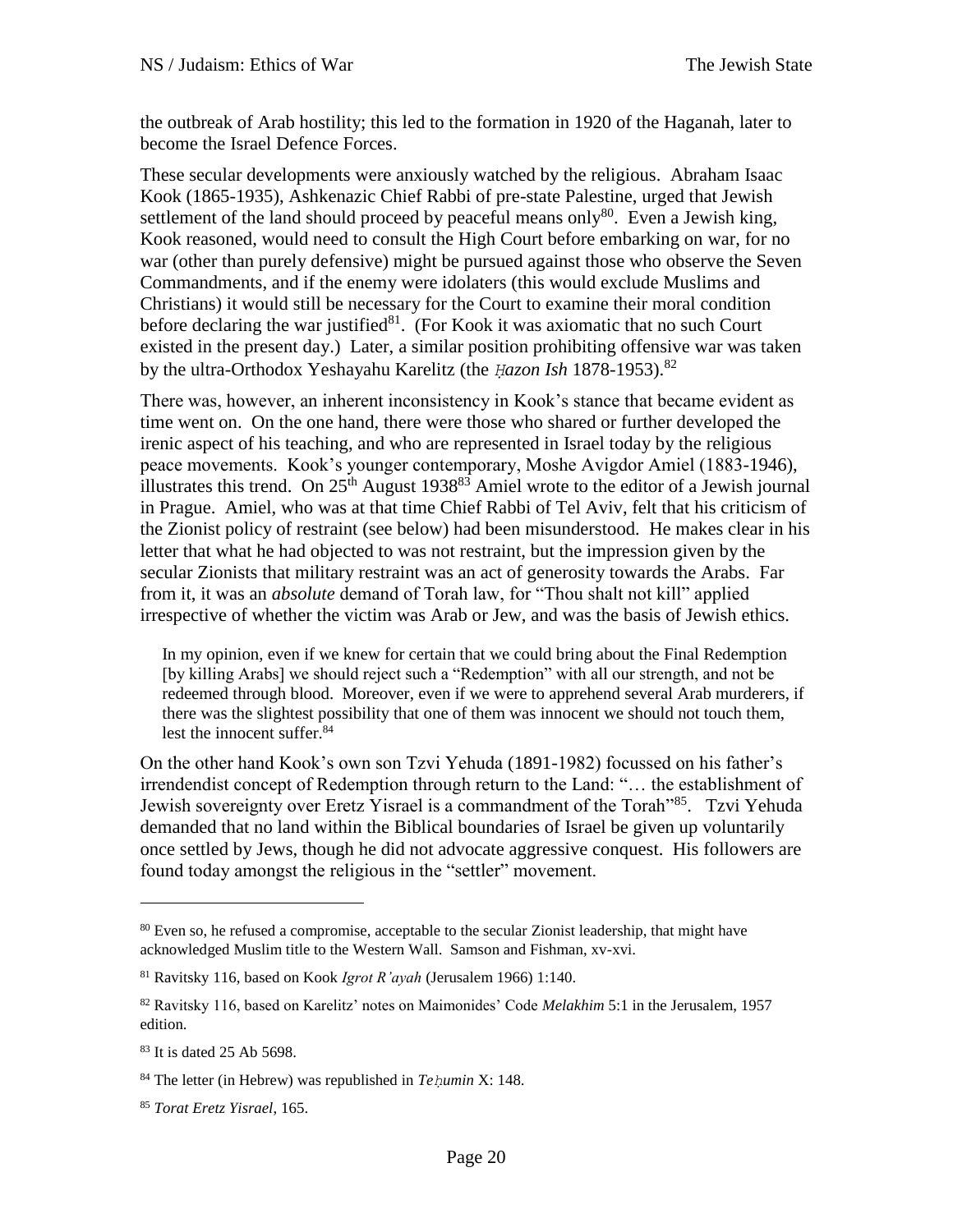the outbreak of Arab hostility; this led to the formation in 1920 of the Haganah, later to become the Israel Defence Forces.

These secular developments were anxiously watched by the religious. Abraham Isaac Kook (1865-1935), Ashkenazic Chief Rabbi of pre-state Palestine, urged that Jewish settlement of the land should proceed by peaceful means only[80]. Even a Jewish king, Kook reasoned, would need to consult the High Court before embarking on war, for no war (other than purely defensive) might be pursued against those who observe the Seven Commandments, and if the enemy were idolaters (this would exclude Muslims and Christians) it would still be necessary for the Court to examine their moral condition before declaring the war justified[81]. (For Kook it was axiomatic that no such Court existed in the present day.) Later, a similar position prohibiting offensive war was taken by the ultra-Orthodox Yeshayahu Karelitz (the *Ḥazon Ish* 1878-1953).[82]

There was, however, an inherent inconsistency in Kook's stance that became evident as time went on. On the one hand, there were those who shared or further developed the irenic aspect of his teaching, and who are represented in Israel today by the religious peace movements. Kook's younger contemporary, Moshe Avigdor Amiel (1883-1946), illustrates this trend. On 25th August 1938[83] Amiel wrote to the editor of a Jewish journal in Prague. Amiel, who was at that time Chief Rabbi of Tel Aviv, felt that his criticism of the Zionist policy of restraint (see below) had been misunderstood. He makes clear in his letter that what he had objected to was not restraint, but the impression given by the secular Zionists that military restraint was an act of generosity towards the Arabs. Far from it, it was an *absolute* demand of Torah law, for "Thou shalt not kill" applied irrespective of whether the victim was Arab or Jew, and was the basis of Jewish ethics.

> In my opinion, even if we knew for certain that we could bring about the Final Redemption [by killing Arabs] we should reject such a "Redemption" with all our strength, and not be redeemed through blood. Moreover, even if we were to apprehend several Arab murderers, if there was the slightest possibility that one of them was innocent we should not touch them, lest the innocent suffer.[84]

On the other hand Kook's own son Tzvi Yehuda (1891-1982) focussed on his father's irrendendist concept of Redemption through return to the Land: "… the establishment of Jewish sovereignty over Eretz Yisrael is a commandment of the Torah"[85]. Tzvi Yehuda demanded that no land within the Biblical boundaries of Israel be given up voluntarily once settled by Jews, though he did not advocate aggressive conquest. His followers are found today amongst the religious in the "settler" movement.

---

[80] Even so, he refused a compromise, acceptable to the secular Zionist leadership, that might have acknowledged Muslim title to the Western Wall. Samson and Fishman, xv-xvi.

[81] Ravitsky 116, based on Kook *Igrot R'ayah* (Jerusalem 1966) 1:140.

[82] Ravitsky 116, based on Karelitz' notes on Maimonides' Code *Melakhim* 5:1 in the Jerusalem, 1957 edition.

[83] It is dated 25 Ab 5698.

[84] The letter (in Hebrew) was republished in *Teḥumin* X: 148.

[85] *Torat Eretz Yisrael*, 165.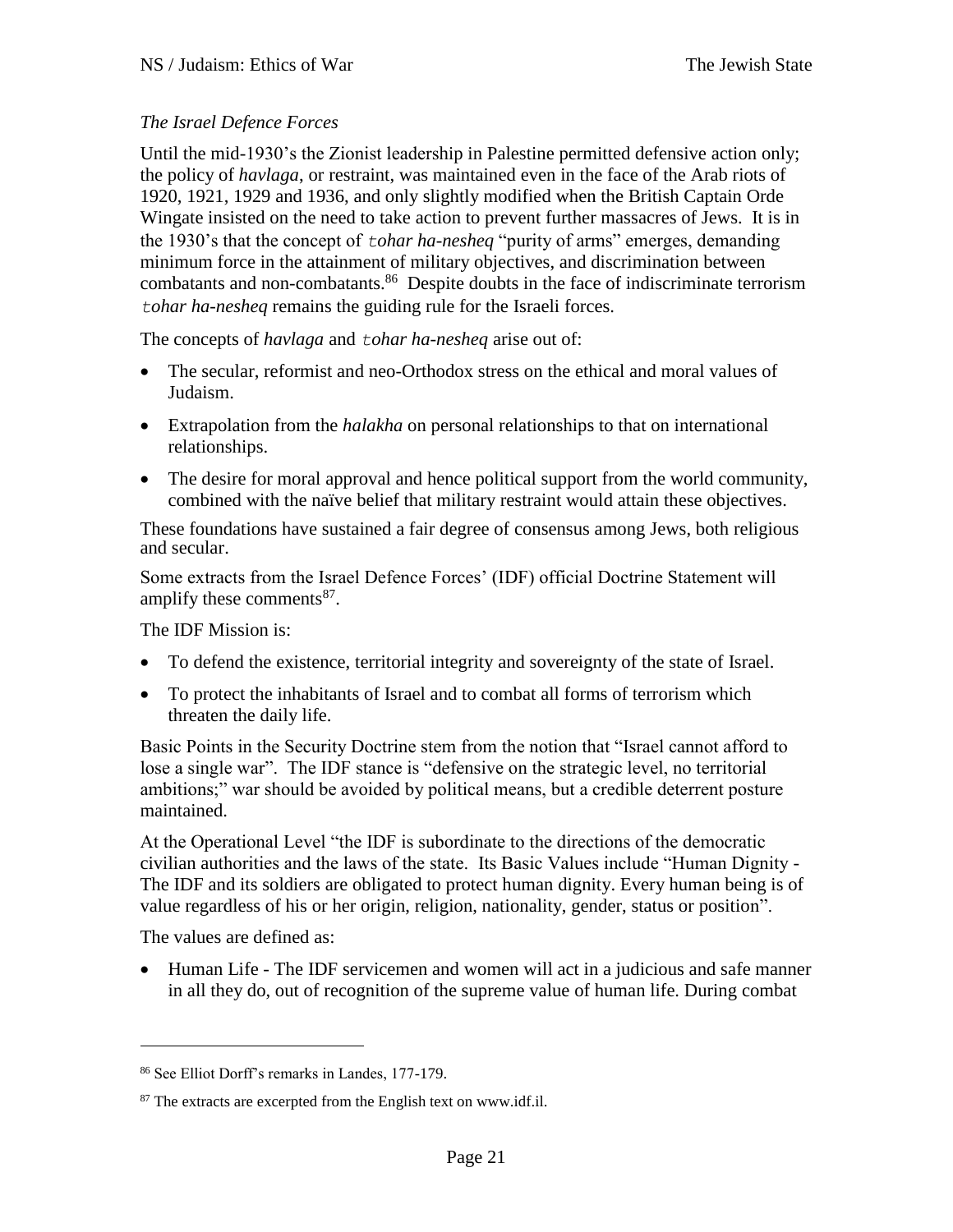*The Israel Defence Forces*

Until the mid-1930's the Zionist leadership in Palestine permitted defensive action only; the policy of *havlaga*, or restraint, was maintained even in the face of the Arab riots of 1920, 1921, 1929 and 1936, and only slightly modified when the British Captain Orde Wingate insisted on the need to take action to prevent further massacres of Jews. It is in the 1930's that the concept of *tohar ha-nesheq* "purity of arms" emerges, demanding minimum force in the attainment of military objectives, and discrimination between combatants and non-combatants.[86] Despite doubts in the face of indiscriminate terrorism *tohar ha-nesheq* remains the guiding rule for the Israeli forces.

The concepts of *havlaga* and *tohar ha-nesheq* arise out of:

- The secular, reformist and neo-Orthodox stress on the ethical and moral values of Judaism.
- Extrapolation from the *halakha* on personal relationships to that on international relationships.
- The desire for moral approval and hence political support from the world community, combined with the naïve belief that military restraint would attain these objectives.

These foundations have sustained a fair degree of consensus among Jews, both religious and secular.

Some extracts from the Israel Defence Forces' (IDF) official Doctrine Statement will amplify these comments[87].

The IDF Mission is:

- To defend the existence, territorial integrity and sovereignty of the state of Israel.
- To protect the inhabitants of Israel and to combat all forms of terrorism which threaten the daily life.

Basic Points in the Security Doctrine stem from the notion that "Israel cannot afford to lose a single war". The IDF stance is "defensive on the strategic level, no territorial ambitions;" war should be avoided by political means, but a credible deterrent posture maintained.

At the Operational Level "the IDF is subordinate to the directions of the democratic civilian authorities and the laws of the state. Its Basic Values include "Human Dignity - The IDF and its soldiers are obligated to protect human dignity. Every human being is of value regardless of his or her origin, religion, nationality, gender, status or position".

The values are defined as:

- Human Life - The IDF servicemen and women will act in a judicious and safe manner in all they do, out of recognition of the supreme value of human life. During combat

---

[86] See Elliot Dorff's remarks in Landes, 177-179.

[87] The extracts are excerpted from the English text on www.idf.il.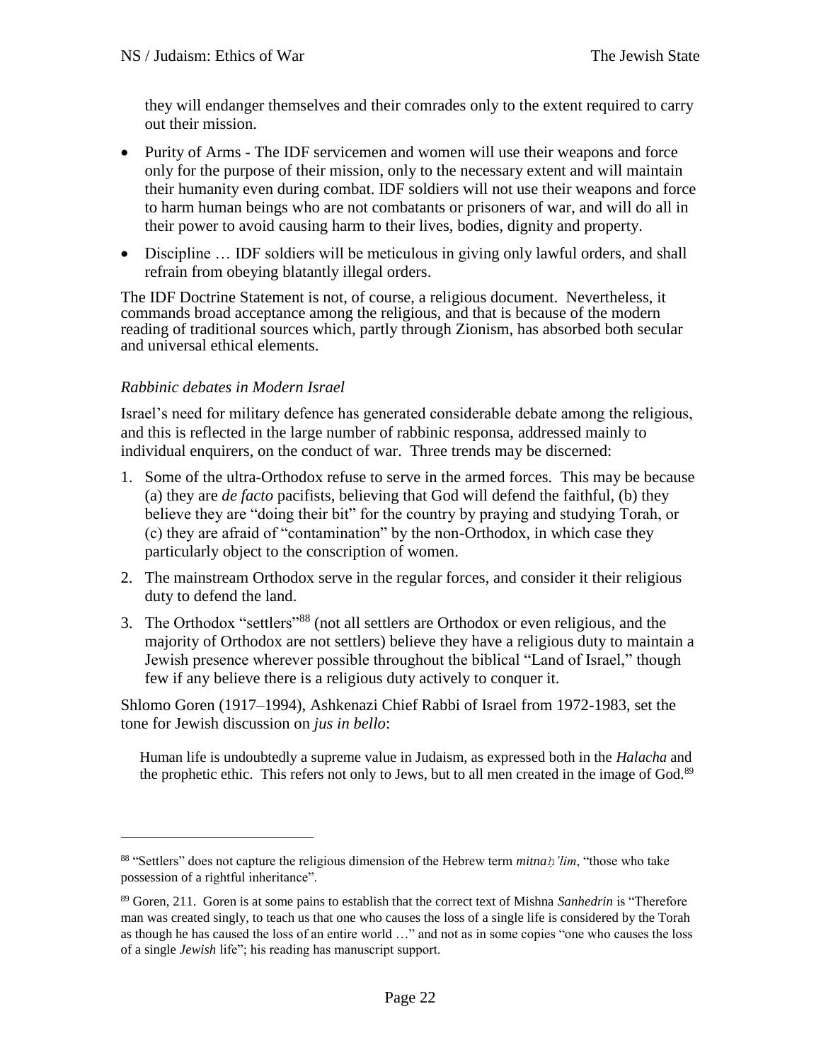they will endanger themselves and their comrades only to the extent required to carry out their mission.

- Purity of Arms - The IDF servicemen and women will use their weapons and force only for the purpose of their mission, only to the necessary extent and will maintain their humanity even during combat. IDF soldiers will not use their weapons and force to harm human beings who are not combatants or prisoners of war, and will do all in their power to avoid causing harm to their lives, bodies, dignity and property.
- Discipline … IDF soldiers will be meticulous in giving only lawful orders, and shall refrain from obeying blatantly illegal orders.

The IDF Doctrine Statement is not, of course, a religious document. Nevertheless, it commands broad acceptance among the religious, and that is because of the modern reading of traditional sources which, partly through Zionism, has absorbed both secular and universal ethical elements.

### *Rabbinic debates in Modern Israel*

Israel's need for military defence has generated considerable debate among the religious, and this is reflected in the large number of rabbinic responsa, addressed mainly to individual enquirers, on the conduct of war. Three trends may be discerned:

1. Some of the ultra-Orthodox refuse to serve in the armed forces. This may be because (a) they are *de facto* pacifists, believing that God will defend the faithful, (b) they believe they are "doing their bit" for the country by praying and studying Torah, or (c) they are afraid of "contamination" by the non-Orthodox, in which case they particularly object to the conscription of women.
2. The mainstream Orthodox serve in the regular forces, and consider it their religious duty to defend the land.
3. The Orthodox "settlers"[88] (not all settlers are Orthodox or even religious, and the majority of Orthodox are not settlers) believe they have a religious duty to maintain a Jewish presence wherever possible throughout the biblical "Land of Israel," though few if any believe there is a religious duty actively to conquer it.

Shlomo Goren (1917–1994), Ashkenazi Chief Rabbi of Israel from 1972-1983, set the tone for Jewish discussion on *jus in bello*:

> Human life is undoubtedly a supreme value in Judaism, as expressed both in the *Halacha* and the prophetic ethic. This refers not only to Jews, but to all men created in the image of God.[89]

---

[88] "Settlers" does not capture the religious dimension of the Hebrew term *mitnaḥ'lim*, "those who take possession of a rightful inheritance".

[89] Goren, 211. Goren is at some pains to establish that the correct text of Mishna *Sanhedrin* is "Therefore man was created singly, to teach us that one who causes the loss of a single life is considered by the Torah as though he has caused the loss of an entire world …" and not as in some copies "one who causes the loss of a single *Jewish* life"; his reading has manuscript support.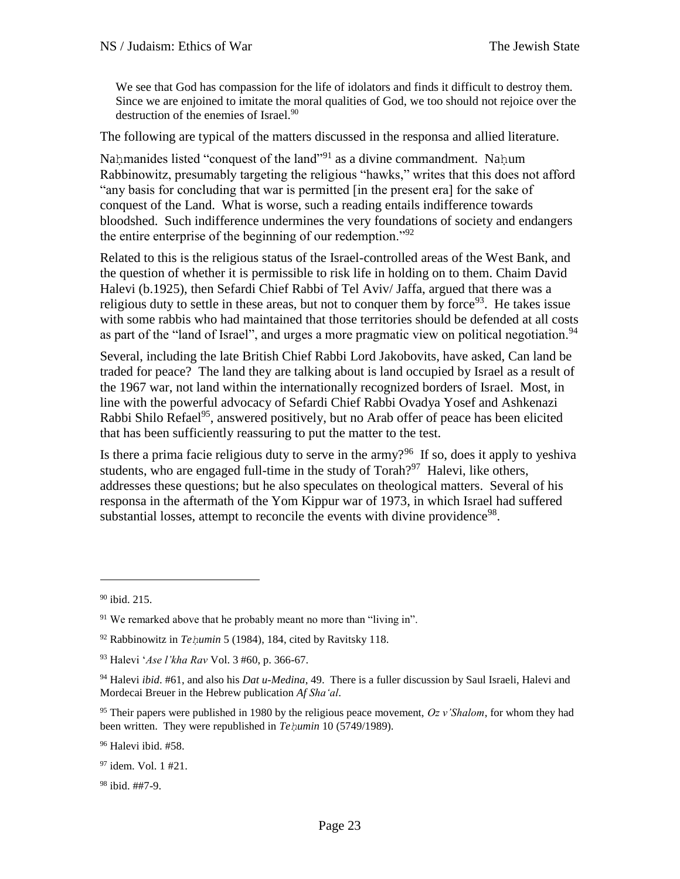> We see that God has compassion for the life of idolators and finds it difficult to destroy them. Since we are enjoined to imitate the moral qualities of God, we too should not rejoice over the destruction of the enemies of Israel.[90]

The following are typical of the matters discussed in the responsa and allied literature.

Naḥmanides listed "conquest of the land"[91] as a divine commandment. Naḥum Rabbinowitz, presumably targeting the religious "hawks," writes that this does not afford "any basis for concluding that war is permitted [in the present era] for the sake of conquest of the Land. What is worse, such a reading entails indifference towards bloodshed. Such indifference undermines the very foundations of society and endangers the entire enterprise of the beginning of our redemption."[92]

Related to this is the religious status of the Israel-controlled areas of the West Bank, and the question of whether it is permissible to risk life in holding on to them. Chaim David Halevi (b.1925), then Sefardi Chief Rabbi of Tel Aviv/ Jaffa, argued that there was a religious duty to settle in these areas, but not to conquer them by force[93]. He takes issue with some rabbis who had maintained that those territories should be defended at all costs as part of the "land of Israel", and urges a more pragmatic view on political negotiation.[94]

Several, including the late British Chief Rabbi Lord Jakobovits, have asked, Can land be traded for peace? The land they are talking about is land occupied by Israel as a result of the 1967 war, not land within the internationally recognized borders of Israel. Most, in line with the powerful advocacy of Sefardi Chief Rabbi Ovadya Yosef and Ashkenazi Rabbi Shilo Refael[95], answered positively, but no Arab offer of peace has been elicited that has been sufficiently reassuring to put the matter to the test.

Is there a prima facie religious duty to serve in the army?[96] If so, does it apply to yeshiva students, who are engaged full-time in the study of Torah?[97] Halevi, like others, addresses these questions; but he also speculates on theological matters. Several of his responsa in the aftermath of the Yom Kippur war of 1973, in which Israel had suffered substantial losses, attempt to reconcile the events with divine providence[98].

---

[90] ibid. 215.

[91] We remarked above that he probably meant no more than "living in".

[92] Rabbinowitz in *Teḥumin* 5 (1984), 184, cited by Ravitsky 118.

[93] Halevi '*Ase l'kha Rav* Vol. 3 #60, p. 366-67.

[94] Halevi *ibid*. #61, and also his *Dat u-Medina*, 49. There is a fuller discussion by Saul Israeli, Halevi and Mordecai Breuer in the Hebrew publication *Af Sha'al*.

[95] Their papers were published in 1980 by the religious peace movement, *Oz v'Shalom*, for whom they had been written. They were republished in *Teḥumin* 10 (5749/1989).

[96] Halevi ibid. #58.

[97] idem. Vol. 1 #21.

[98] ibid. ##7-9.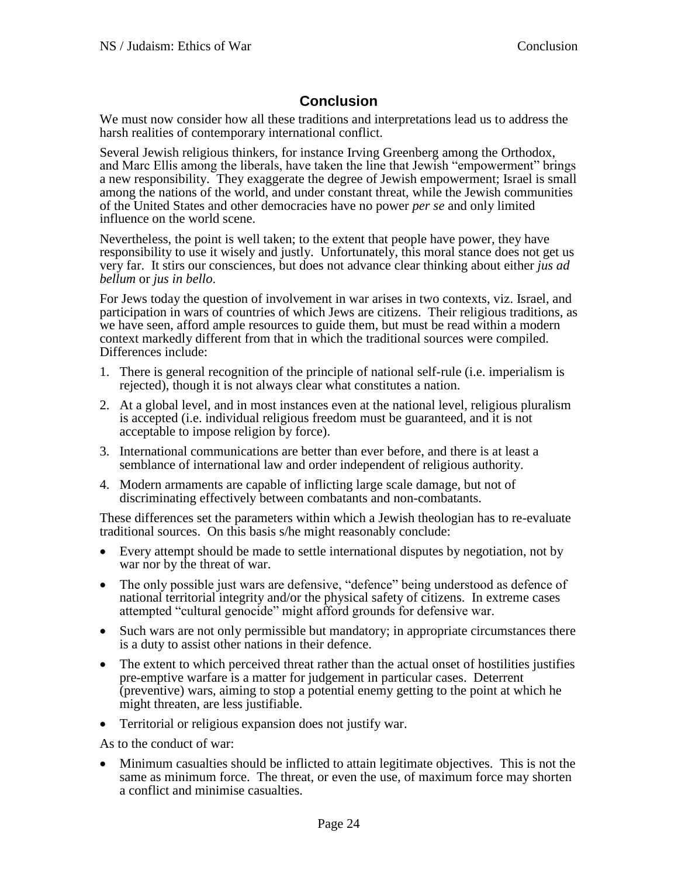## Conclusion

We must now consider how all these traditions and interpretations lead us to address the harsh realities of contemporary international conflict.

Several Jewish religious thinkers, for instance Irving Greenberg among the Orthodox, and Marc Ellis among the liberals, have taken the line that Jewish "empowerment" brings a new responsibility. They exaggerate the degree of Jewish empowerment; Israel is small among the nations of the world, and under constant threat, while the Jewish communities of the United States and other democracies have no power *per se* and only limited influence on the world scene.

Nevertheless, the point is well taken; to the extent that people have power, they have responsibility to use it wisely and justly. Unfortunately, this moral stance does not get us very far. It stirs our consciences, but does not advance clear thinking about either *jus ad bellum* or *jus in bello*.

For Jews today the question of involvement in war arises in two contexts, viz. Israel, and participation in wars of countries of which Jews are citizens. Their religious traditions, as we have seen, afford ample resources to guide them, but must be read within a modern context markedly different from that in which the traditional sources were compiled. Differences include:

1. There is general recognition of the principle of national self-rule (i.e. imperialism is rejected), though it is not always clear what constitutes a nation.
2. At a global level, and in most instances even at the national level, religious pluralism is accepted (i.e. individual religious freedom must be guaranteed, and it is not acceptable to impose religion by force).
3. International communications are better than ever before, and there is at least a semblance of international law and order independent of religious authority.
4. Modern armaments are capable of inflicting large scale damage, but not of discriminating effectively between combatants and non-combatants.

These differences set the parameters within which a Jewish theologian has to re-evaluate traditional sources. On this basis s/he might reasonably conclude:

- Every attempt should be made to settle international disputes by negotiation, not by war nor by the threat of war.
- The only possible just wars are defensive, "defence" being understood as defence of national territorial integrity and/or the physical safety of citizens. In extreme cases attempted "cultural genocide" might afford grounds for defensive war.
- Such wars are not only permissible but mandatory; in appropriate circumstances there is a duty to assist other nations in their defence.
- The extent to which perceived threat rather than the actual onset of hostilities justifies pre-emptive warfare is a matter for judgement in particular cases. Deterrent (preventive) wars, aiming to stop a potential enemy getting to the point at which he might threaten, are less justifiable.
- Territorial or religious expansion does not justify war.

As to the conduct of war:

- Minimum casualties should be inflicted to attain legitimate objectives. This is not the same as minimum force. The threat, or even the use, of maximum force may shorten a conflict and minimise casualties.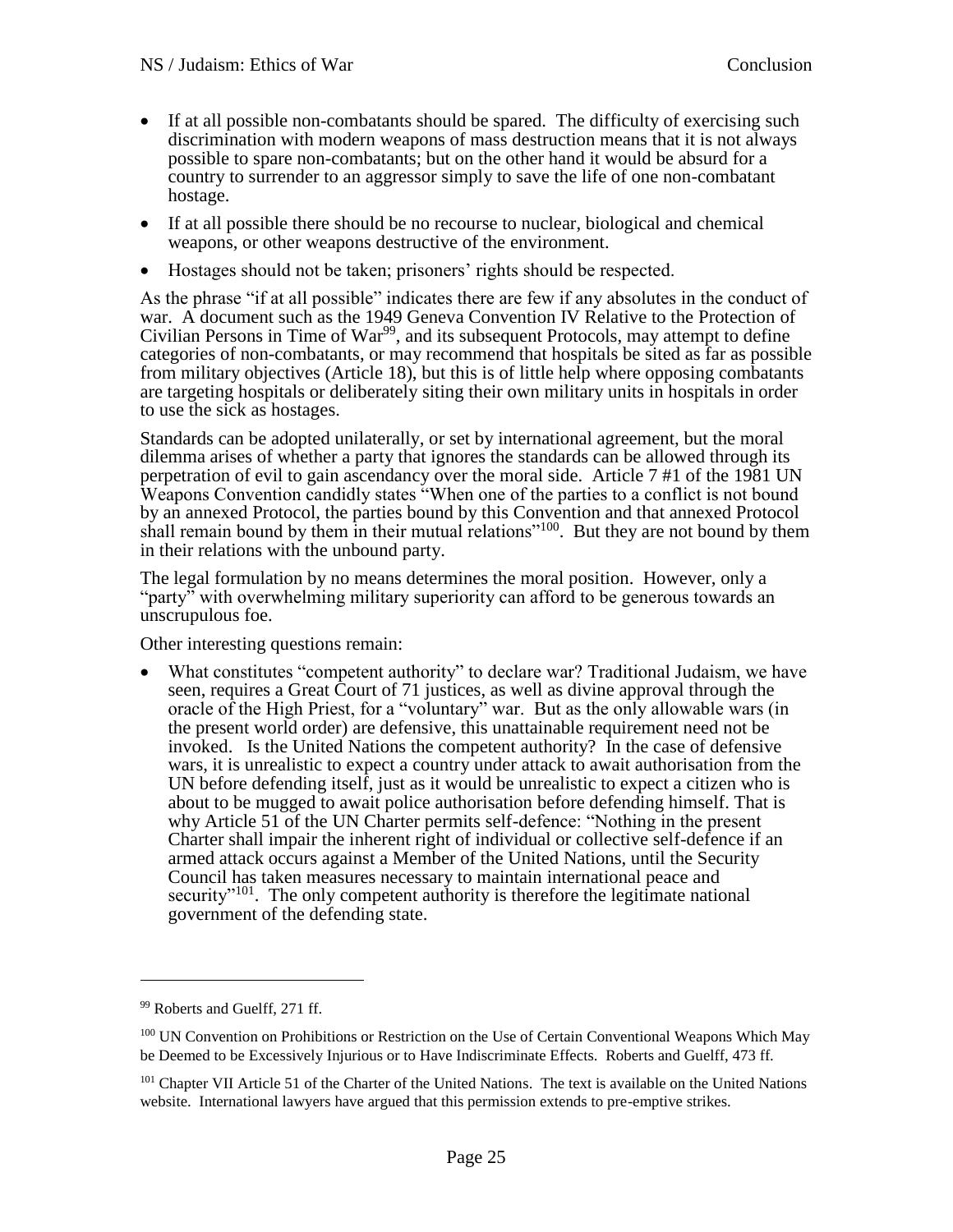- If at all possible non-combatants should be spared. The difficulty of exercising such discrimination with modern weapons of mass destruction means that it is not always possible to spare non-combatants; but on the other hand it would be absurd for a country to surrender to an aggressor simply to save the life of one non-combatant hostage.
- If at all possible there should be no recourse to nuclear, biological and chemical weapons, or other weapons destructive of the environment.
- Hostages should not be taken; prisoners' rights should be respected.

As the phrase "if at all possible" indicates there are few if any absolutes in the conduct of war. A document such as the 1949 Geneva Convention IV Relative to the Protection of Civilian Persons in Time of War[99], and its subsequent Protocols, may attempt to define categories of non-combatants, or may recommend that hospitals be sited as far as possible from military objectives (Article 18), but this is of little help where opposing combatants are targeting hospitals or deliberately siting their own military units in hospitals in order to use the sick as hostages.

Standards can be adopted unilaterally, or set by international agreement, but the moral dilemma arises of whether a party that ignores the standards can be allowed through its perpetration of evil to gain ascendancy over the moral side. Article 7 #1 of the 1981 UN Weapons Convention candidly states "When one of the parties to a conflict is not bound by an annexed Protocol, the parties bound by this Convention and that annexed Protocol shall remain bound by them in their mutual relations"[100]. But they are not bound by them in their relations with the unbound party.

The legal formulation by no means determines the moral position. However, only a "party" with overwhelming military superiority can afford to be generous towards an unscrupulous foe.

Other interesting questions remain:

- What constitutes "competent authority" to declare war? Traditional Judaism, we have seen, requires a Great Court of 71 justices, as well as divine approval through the oracle of the High Priest, for a "voluntary" war. But as the only allowable wars (in the present world order) are defensive, this unattainable requirement need not be invoked. Is the United Nations the competent authority? In the case of defensive wars, it is unrealistic to expect a country under attack to await authorisation from the UN before defending itself, just as it would be unrealistic to expect a citizen who is about to be mugged to await police authorisation before defending himself. That is why Article 51 of the UN Charter permits self-defence: "Nothing in the present Charter shall impair the inherent right of individual or collective self-defence if an armed attack occurs against a Member of the United Nations, until the Security Council has taken measures necessary to maintain international peace and security"[101]. The only competent authority is therefore the legitimate national government of the defending state.

---

[99] Roberts and Guelff, 271 ff.

[100] UN Convention on Prohibitions or Restriction on the Use of Certain Conventional Weapons Which May be Deemed to be Excessively Injurious or to Have Indiscriminate Effects. Roberts and Guelff, 473 ff.

[101] Chapter VII Article 51 of the Charter of the United Nations. The text is available on the United Nations website. International lawyers have argued that this permission extends to pre-emptive strikes.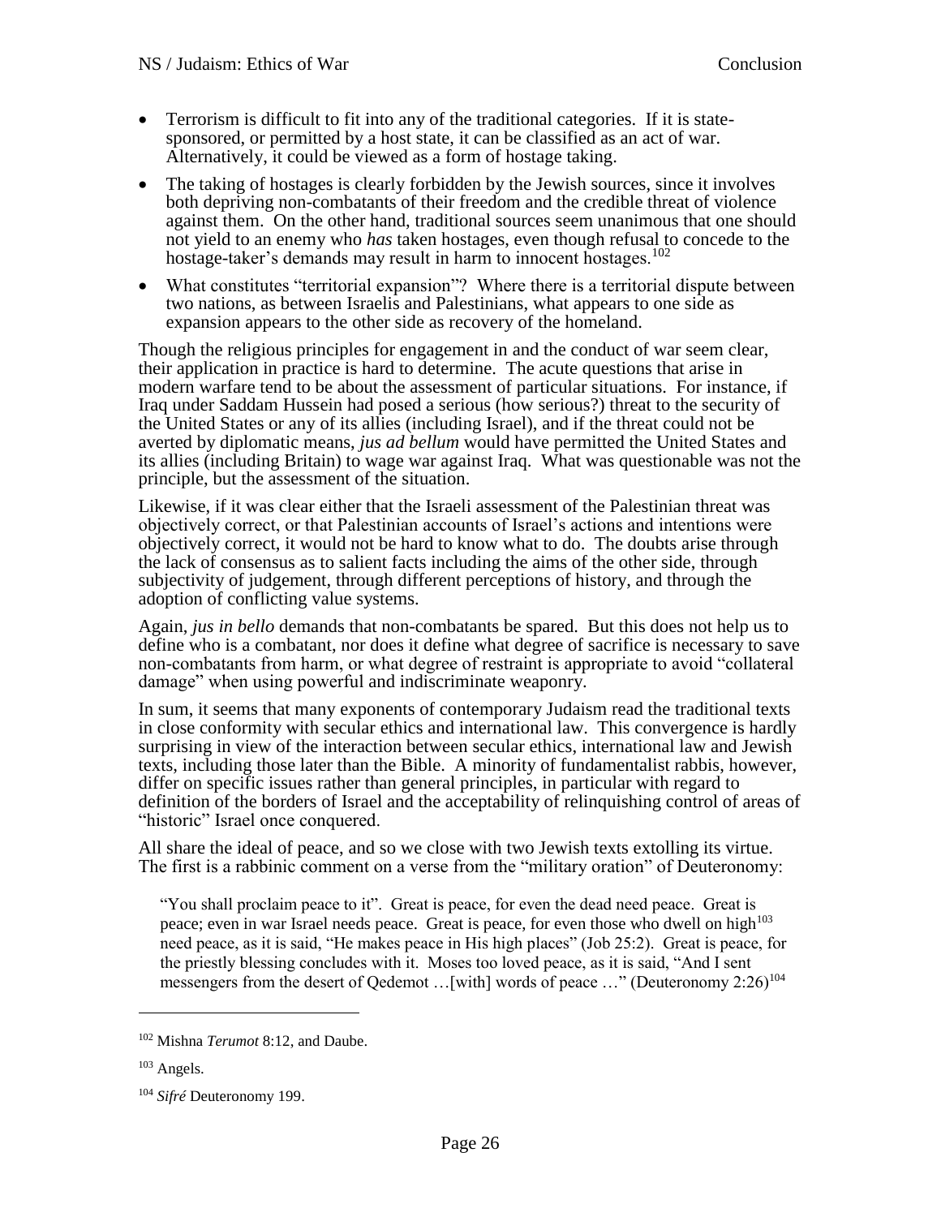- Terrorism is difficult to fit into any of the traditional categories. If it is state-sponsored, or permitted by a host state, it can be classified as an act of war. Alternatively, it could be viewed as a form of hostage taking.
- The taking of hostages is clearly forbidden by the Jewish sources, since it involves both depriving non-combatants of their freedom and the credible threat of violence against them. On the other hand, traditional sources seem unanimous that one should not yield to an enemy who *has* taken hostages, even though refusal to concede to the hostage-taker's demands may result in harm to innocent hostages.[102]
- What constitutes "territorial expansion"? Where there is a territorial dispute between two nations, as between Israelis and Palestinians, what appears to one side as expansion appears to the other side as recovery of the homeland.

Though the religious principles for engagement in and the conduct of war seem clear, their application in practice is hard to determine. The acute questions that arise in modern warfare tend to be about the assessment of particular situations. For instance, if Iraq under Saddam Hussein had posed a serious (how serious?) threat to the security of the United States or any of its allies (including Israel), and if the threat could not be averted by diplomatic means, *jus ad bellum* would have permitted the United States and its allies (including Britain) to wage war against Iraq. What was questionable was not the principle, but the assessment of the situation.

Likewise, if it was clear either that the Israeli assessment of the Palestinian threat was objectively correct, or that Palestinian accounts of Israel's actions and intentions were objectively correct, it would not be hard to know what to do. The doubts arise through the lack of consensus as to salient facts including the aims of the other side, through subjectivity of judgement, through different perceptions of history, and through the adoption of conflicting value systems.

Again, *jus in bello* demands that non-combatants be spared. But this does not help us to define who is a combatant, nor does it define what degree of sacrifice is necessary to save non-combatants from harm, or what degree of restraint is appropriate to avoid "collateral damage" when using powerful and indiscriminate weaponry.

In sum, it seems that many exponents of contemporary Judaism read the traditional texts in close conformity with secular ethics and international law. This convergence is hardly surprising in view of the interaction between secular ethics, international law and Jewish texts, including those later than the Bible. A minority of fundamentalist rabbis, however, differ on specific issues rather than general principles, in particular with regard to definition of the borders of Israel and the acceptability of relinquishing control of areas of "historic" Israel once conquered.

All share the ideal of peace, and so we close with two Jewish texts extolling its virtue. The first is a rabbinic comment on a verse from the "military oration" of Deuteronomy:

> "You shall proclaim peace to it". Great is peace, for even the dead need peace. Great is peace; even in war Israel needs peace. Great is peace, for even those who dwell on high[103] need peace, as it is said, "He makes peace in His high places" (Job 25:2). Great is peace, for the priestly blessing concludes with it. Moses too loved peace, as it is said, "And I sent messengers from the desert of Qedemot …[with] words of peace …" (Deuteronomy 2:26)[104]

---

[102] Mishna *Terumot* 8:12, and Daube.

[103] Angels.

[104] *Sifré* Deuteronomy 199.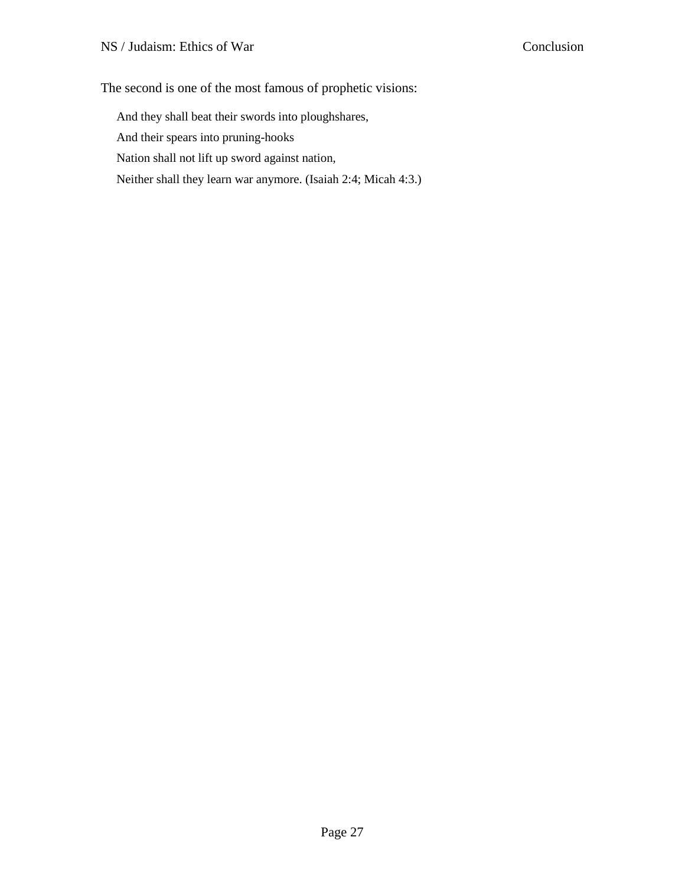The second is one of the most famous of prophetic visions:

> And they shall beat their swords into ploughshares,
>
> And their spears into pruning-hooks
>
> Nation shall not lift up sword against nation,
>
> Neither shall they learn war anymore. (Isaiah 2:4; Micah 4:3.)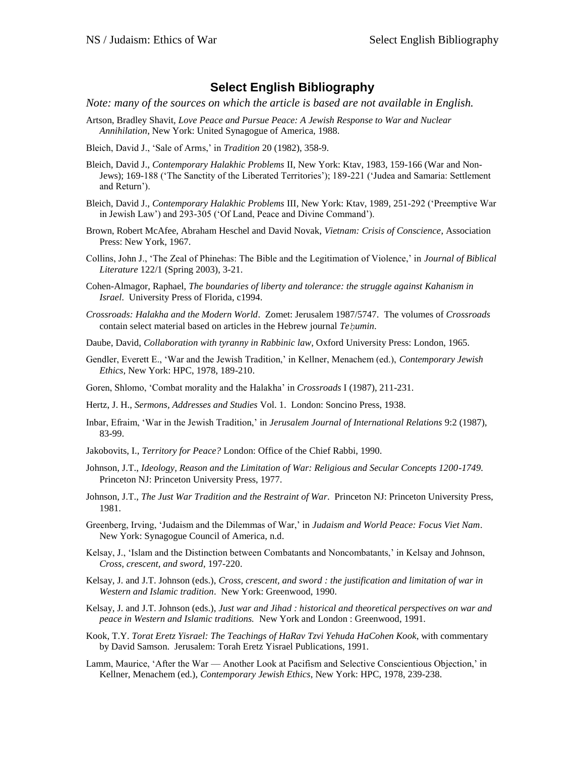## Select English Bibliography

*Note: many of the sources on which the article is based are not available in English.*

Artson, Bradley Shavit, *Love Peace and Pursue Peace: A Jewish Response to War and Nuclear Annihilation*, New York: United Synagogue of America, 1988.

Bleich, David J., 'Sale of Arms,' in *Tradition* 20 (1982), 358-9.

Bleich, David J., *Contemporary Halakhic Problems* II, New York: Ktav, 1983, 159-166 (War and Non-Jews); 169-188 ('The Sanctity of the Liberated Territories'); 189-221 ('Judea and Samaria: Settlement and Return').

Bleich, David J., *Contemporary Halakhic Problems* III, New York: Ktav, 1989, 251-292 ('Preemptive War in Jewish Law') and 293-305 ('Of Land, Peace and Divine Command').

Brown, Robert McAfee, Abraham Heschel and David Novak, *Vietnam: Crisis of Conscience*, Association Press: New York, 1967.

Collins, John J., 'The Zeal of Phinehas: The Bible and the Legitimation of Violence,' in *Journal of Biblical Literature* 122/1 (Spring 2003), 3-21.

Cohen-Almagor, Raphael, *The boundaries of liberty and tolerance: the struggle against Kahanism in Israel*. University Press of Florida, c1994.

*Crossroads: Halakha and the Modern World*. Zomet: Jerusalem 1987/5747. The volumes of *Crossroads* contain select material based on articles in the Hebrew journal *Teḥumin*.

Daube, David, *Collaboration with tyranny in Rabbinic law*, Oxford University Press: London, 1965.

Gendler, Everett E., 'War and the Jewish Tradition,' in Kellner, Menachem (ed.), *Contemporary Jewish Ethics*, New York: HPC, 1978, 189-210.

Goren, Shlomo, 'Combat morality and the Halakha' in *Crossroads* I (1987), 211-231.

Hertz, J. H., *Sermons, Addresses and Studies* Vol. 1. London: Soncino Press, 1938.

Inbar, Efraim, 'War in the Jewish Tradition,' in *Jerusalem Journal of International Relations* 9:2 (1987), 83-99.

Jakobovits, I., *Territory for Peace?* London: Office of the Chief Rabbi, 1990.

Johnson, J.T., *Ideology, Reason and the Limitation of War: Religious and Secular Concepts 1200-1749*. Princeton NJ: Princeton University Press, 1977.

Johnson, J.T., *The Just War Tradition and the Restraint of War*. Princeton NJ: Princeton University Press, 1981.

Greenberg, Irving, 'Judaism and the Dilemmas of War,' in *Judaism and World Peace: Focus Viet Nam*. New York: Synagogue Council of America, n.d.

Kelsay, J., 'Islam and the Distinction between Combatants and Noncombatants,' in Kelsay and Johnson, *Cross, crescent, and sword*, 197-220.

Kelsay, J. and J.T. Johnson (eds.), *Cross, crescent, and sword : the justification and limitation of war in Western and Islamic tradition*. New York: Greenwood, 1990.

Kelsay, J. and J.T. Johnson (eds.), *Just war and Jihad : historical and theoretical perspectives on war and peace in Western and Islamic traditions.* New York and London : Greenwood, 1991.

Kook, T.Y. *Torat Eretz Yisrael: The Teachings of HaRav Tzvi Yehuda HaCohen Kook*, with commentary by David Samson. Jerusalem: Torah Eretz Yisrael Publications, 1991.

Lamm, Maurice, 'After the War — Another Look at Pacifism and Selective Conscientious Objection,' in Kellner, Menachem (ed.), *Contemporary Jewish Ethics*, New York: HPC, 1978, 239-238.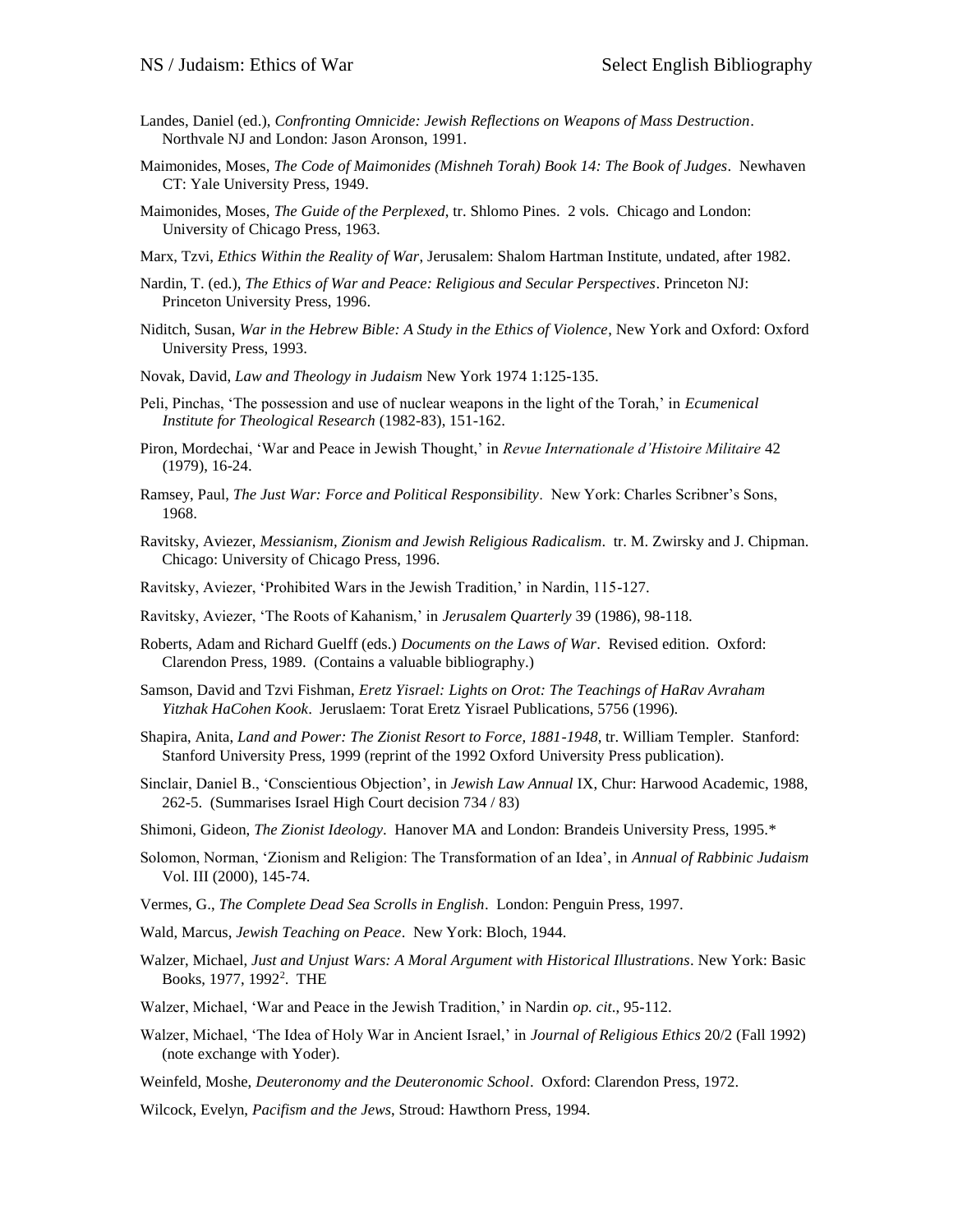Landes, Daniel (ed.), *Confronting Omnicide: Jewish Reflections on Weapons of Mass Destruction*. Northvale NJ and London: Jason Aronson, 1991.

Maimonides, Moses, *The Code of Maimonides (Mishneh Torah) Book 14: The Book of Judges*. Newhaven CT: Yale University Press, 1949.

Maimonides, Moses, *The Guide of the Perplexed*, tr. Shlomo Pines. 2 vols. Chicago and London: University of Chicago Press, 1963.

Marx, Tzvi, *Ethics Within the Reality of War*, Jerusalem: Shalom Hartman Institute, undated, after 1982.

Nardin, T. (ed.), *The Ethics of War and Peace: Religious and Secular Perspectives*. Princeton NJ: Princeton University Press, 1996.

Niditch, Susan, *War in the Hebrew Bible: A Study in the Ethics of Violence*, New York and Oxford: Oxford University Press, 1993.

Novak, David, *Law and Theology in Judaism* New York 1974 1:125-135.

Peli, Pinchas, 'The possession and use of nuclear weapons in the light of the Torah,' in *Ecumenical Institute for Theological Research* (1982-83), 151-162.

Piron, Mordechai, 'War and Peace in Jewish Thought,' in *Revue Internationale d'Histoire Militaire* 42 (1979), 16-24.

Ramsey, Paul, *The Just War: Force and Political Responsibility*. New York: Charles Scribner's Sons, 1968.

Ravitsky, Aviezer, *Messianism, Zionism and Jewish Religious Radicalism*. tr. M. Zwirsky and J. Chipman. Chicago: University of Chicago Press, 1996.

Ravitsky, Aviezer, 'Prohibited Wars in the Jewish Tradition,' in Nardin, 115-127.

Ravitsky, Aviezer, 'The Roots of Kahanism,' in *Jerusalem Quarterly* 39 (1986), 98-118.

Roberts, Adam and Richard Guelff (eds.) *Documents on the Laws of War*. Revised edition. Oxford: Clarendon Press, 1989. (Contains a valuable bibliography.)

Samson, David and Tzvi Fishman, *Eretz Yisrael: Lights on Orot: The Teachings of HaRav Avraham Yitzhak HaCohen Kook*. Jeruslaem: Torat Eretz Yisrael Publications, 5756 (1996).

Shapira, Anita, *Land and Power: The Zionist Resort to Force, 1881-1948*, tr. William Templer. Stanford: Stanford University Press, 1999 (reprint of the 1992 Oxford University Press publication).

Sinclair, Daniel B., 'Conscientious Objection', in *Jewish Law Annual* IX, Chur: Harwood Academic, 1988, 262-5. (Summarises Israel High Court decision 734 / 83)

Shimoni, Gideon, *The Zionist Ideology*. Hanover MA and London: Brandeis University Press, 1995.*

Solomon, Norman, 'Zionism and Religion: The Transformation of an Idea', in *Annual of Rabbinic Judaism* Vol. III (2000), 145-74.

Vermes, G., *The Complete Dead Sea Scrolls in English*. London: Penguin Press, 1997.

Wald, Marcus, *Jewish Teaching on Peace*. New York: Bloch, 1944.

Walzer, Michael, *Just and Unjust Wars: A Moral Argument with Historical Illustrations*. New York: Basic Books, 1977, 1992[2]. THE

Walzer, Michael, 'War and Peace in the Jewish Tradition,' in Nardin *op. cit*., 95-112.

Walzer, Michael, 'The Idea of Holy War in Ancient Israel,' in *Journal of Religious Ethics* 20/2 (Fall 1992) (note exchange with Yoder).

Weinfeld, Moshe, *Deuteronomy and the Deuteronomic School*. Oxford: Clarendon Press, 1972.

Wilcock, Evelyn, *Pacifism and the Jews*, Stroud: Hawthorn Press, 1994.